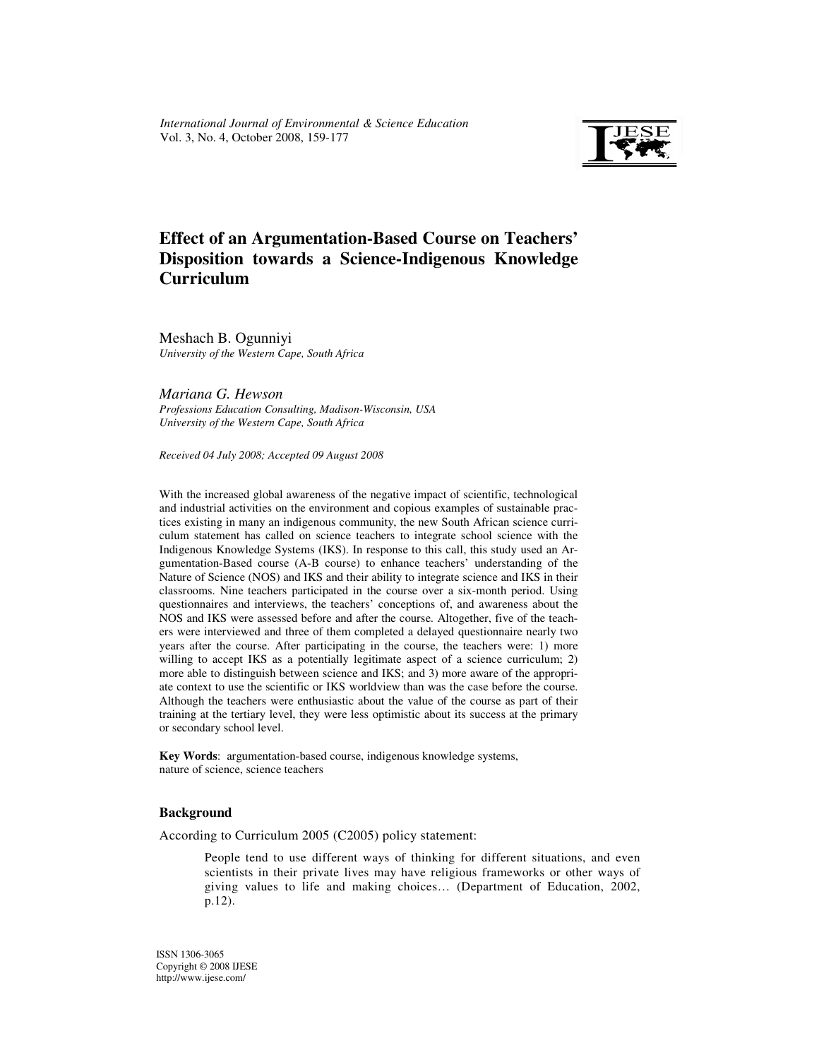*International Journal of Environmental & Science Education*
Vol. 3, No. 4, October 2008, 159-177

# Effect of an Argumentation-Based Course on Teachers' Disposition towards a Science-Indigenous Knowledge Curriculum

Meshach B. Ogunniyi
*University of the Western Cape, South Africa*

*Mariana G. Hewson*
*Professions Education Consulting, Madison-Wisconsin, USA*
*University of the Western Cape, South Africa*

*Received 04 July 2008; Accepted 09 August 2008*

With the increased global awareness of the negative impact of scientific, technological and industrial activities on the environment and copious examples of sustainable practices existing in many an indigenous community, the new South African science curriculum statement has called on science teachers to integrate school science with the Indigenous Knowledge Systems (IKS). In response to this call, this study used an Argumentation-Based course (A-B course) to enhance teachers' understanding of the Nature of Science (NOS) and IKS and their ability to integrate science and IKS in their classrooms. Nine teachers participated in the course over a six-month period. Using questionnaires and interviews, the teachers' conceptions of, and awareness about the NOS and IKS were assessed before and after the course. Altogether, five of the teachers were interviewed and three of them completed a delayed questionnaire nearly two years after the course. After participating in the course, the teachers were: 1) more willing to accept IKS as a potentially legitimate aspect of a science curriculum; 2) more able to distinguish between science and IKS; and 3) more aware of the appropriate context to use the scientific or IKS worldview than was the case before the course. Although the teachers were enthusiastic about the value of the course as part of their training at the tertiary level, they were less optimistic about its success at the primary or secondary school level.

**Key Words**: argumentation-based course, indigenous knowledge systems, nature of science, science teachers

## Background

According to Curriculum 2005 (C2005) policy statement:

> People tend to use different ways of thinking for different situations, and even scientists in their private lives may have religious frameworks or other ways of giving values to life and making choices… (Department of Education, 2002, p.12).

ISSN 1306-3065
Copyright © 2008 IJESE
http://www.ijese.com/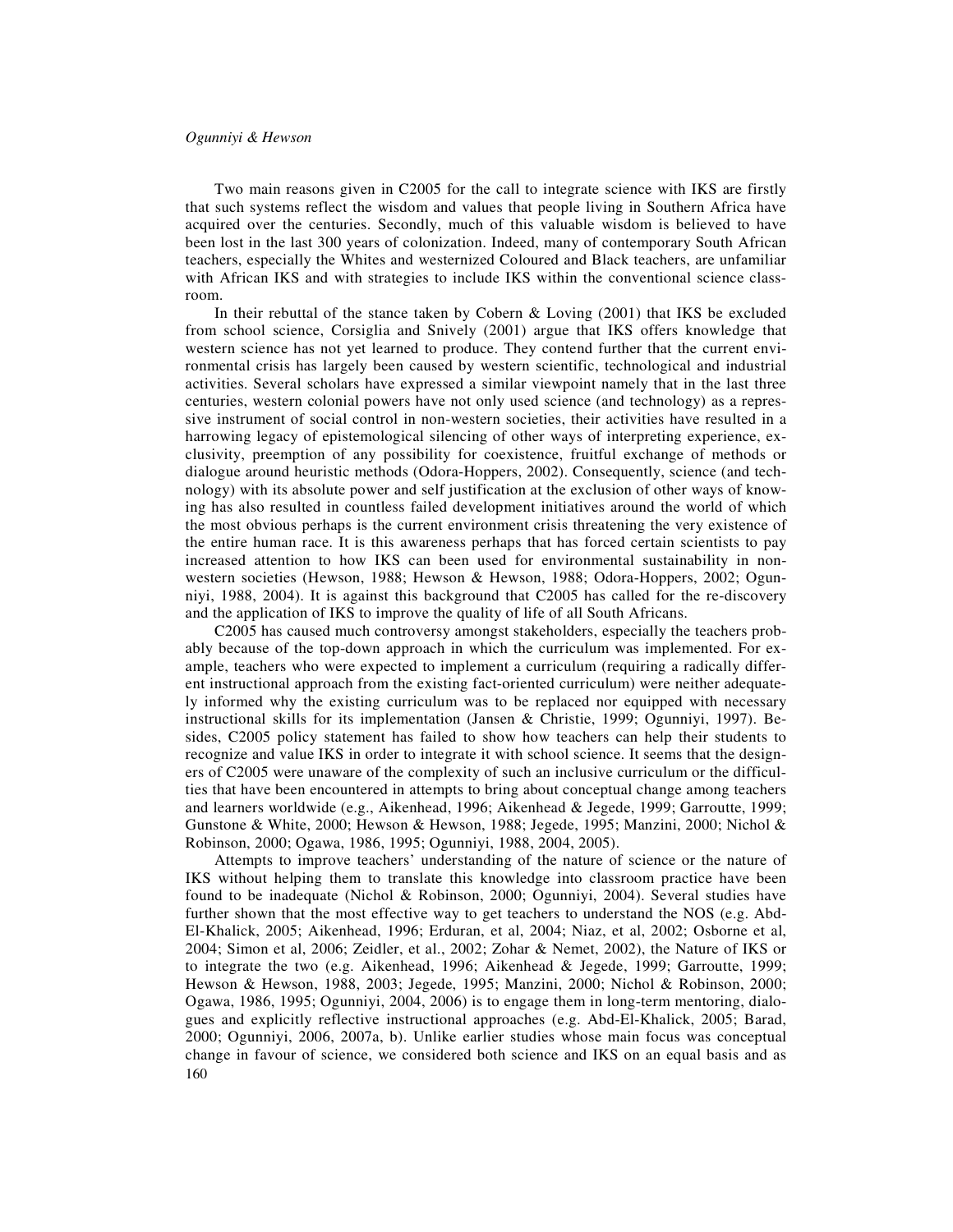Two main reasons given in C2005 for the call to integrate science with IKS are firstly that such systems reflect the wisdom and values that people living in Southern Africa have acquired over the centuries. Secondly, much of this valuable wisdom is believed to have been lost in the last 300 years of colonization. Indeed, many of contemporary South African teachers, especially the Whites and westernized Coloured and Black teachers, are unfamiliar with African IKS and with strategies to include IKS within the conventional science classroom.

In their rebuttal of the stance taken by Cobern & Loving (2001) that IKS be excluded from school science, Corsiglia and Snively (2001) argue that IKS offers knowledge that western science has not yet learned to produce. They contend further that the current environmental crisis has largely been caused by western scientific, technological and industrial activities. Several scholars have expressed a similar viewpoint namely that in the last three centuries, western colonial powers have not only used science (and technology) as a repressive instrument of social control in non-western societies, their activities have resulted in a harrowing legacy of epistemological silencing of other ways of interpreting experience, exclusivity, preemption of any possibility for coexistence, fruitful exchange of methods or dialogue around heuristic methods (Odora-Hoppers, 2002). Consequently, science (and technology) with its absolute power and self justification at the exclusion of other ways of knowing has also resulted in countless failed development initiatives around the world of which the most obvious perhaps is the current environment crisis threatening the very existence of the entire human race. It is this awareness perhaps that has forced certain scientists to pay increased attention to how IKS can been used for environmental sustainability in non-western societies (Hewson, 1988; Hewson & Hewson, 1988; Odora-Hoppers, 2002; Ogunniyi, 1988, 2004). It is against this background that C2005 has called for the re-discovery and the application of IKS to improve the quality of life of all South Africans.

C2005 has caused much controversy amongst stakeholders, especially the teachers probably because of the top-down approach in which the curriculum was implemented. For example, teachers who were expected to implement a curriculum (requiring a radically different instructional approach from the existing fact-oriented curriculum) were neither adequately informed why the existing curriculum was to be replaced nor equipped with necessary instructional skills for its implementation (Jansen & Christie, 1999; Ogunniyi, 1997). Besides, C2005 policy statement has failed to show how teachers can help their students to recognize and value IKS in order to integrate it with school science. It seems that the designers of C2005 were unaware of the complexity of such an inclusive curriculum or the difficulties that have been encountered in attempts to bring about conceptual change among teachers and learners worldwide (e.g., Aikenhead, 1996; Aikenhead & Jegede, 1999; Garroutte, 1999; Gunstone & White, 2000; Hewson & Hewson, 1988; Jegede, 1995; Manzini, 2000; Nichol & Robinson, 2000; Ogawa, 1986, 1995; Ogunniyi, 1988, 2004, 2005).

Attempts to improve teachers' understanding of the nature of science or the nature of IKS without helping them to translate this knowledge into classroom practice have been found to be inadequate (Nichol & Robinson, 2000; Ogunniyi, 2004). Several studies have further shown that the most effective way to get teachers to understand the NOS (e.g. Abd-El-Khalick, 2005; Aikenhead, 1996; Erduran, et al, 2004; Niaz, et al, 2002; Osborne et al, 2004; Simon et al, 2006; Zeidler, et al., 2002; Zohar & Nemet, 2002), the Nature of IKS or to integrate the two (e.g. Aikenhead, 1996; Aikenhead & Jegede, 1999; Garroutte, 1999; Hewson & Hewson, 1988, 2003; Jegede, 1995; Manzini, 2000; Nichol & Robinson, 2000; Ogawa, 1986, 1995; Ogunniyi, 2004, 2006) is to engage them in long-term mentoring, dialogues and explicitly reflective instructional approaches (e.g. Abd-El-Khalick, 2005; Barad, 2000; Ogunniyi, 2006, 2007a, b). Unlike earlier studies whose main focus was conceptual change in favour of science, we considered both science and IKS on an equal basis and as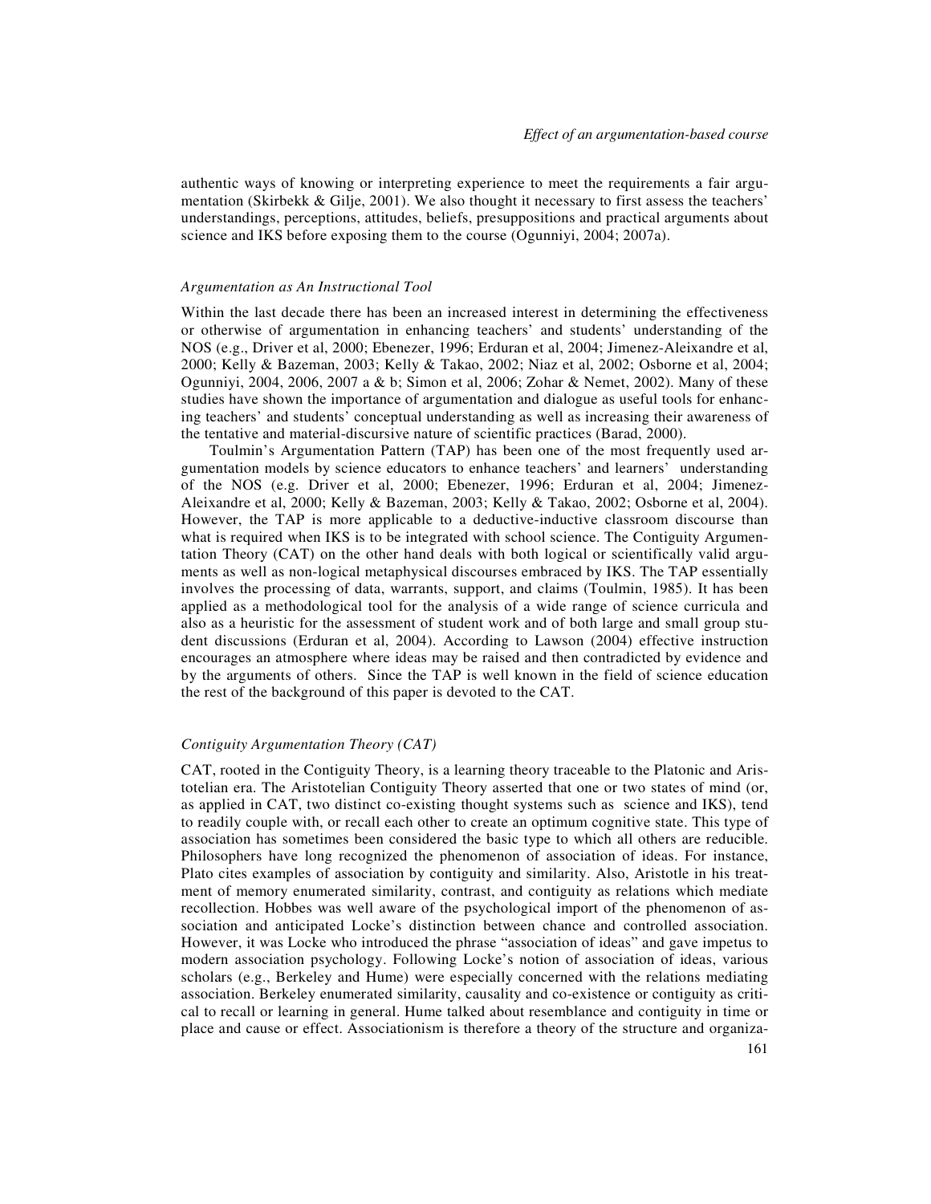authentic ways of knowing or interpreting experience to meet the requirements a fair argumentation (Skirbekk & Gilje, 2001). We also thought it necessary to first assess the teachers' understandings, perceptions, attitudes, beliefs, presuppositions and practical arguments about science and IKS before exposing them to the course (Ogunniyi, 2004; 2007a).

### *Argumentation as An Instructional Tool*

Within the last decade there has been an increased interest in determining the effectiveness or otherwise of argumentation in enhancing teachers' and students' understanding of the NOS (e.g., Driver et al, 2000; Ebenezer, 1996; Erduran et al, 2004; Jimenez-Aleixandre et al, 2000; Kelly & Bazeman, 2003; Kelly & Takao, 2002; Niaz et al, 2002; Osborne et al, 2004; Ogunniyi, 2004, 2006, 2007 a & b; Simon et al, 2006; Zohar & Nemet, 2002). Many of these studies have shown the importance of argumentation and dialogue as useful tools for enhancing teachers' and students' conceptual understanding as well as increasing their awareness of the tentative and material-discursive nature of scientific practices (Barad, 2000).

Toulmin's Argumentation Pattern (TAP) has been one of the most frequently used argumentation models by science educators to enhance teachers' and learners' understanding of the NOS (e.g. Driver et al, 2000; Ebenezer, 1996; Erduran et al, 2004; Jimenez-Aleixandre et al, 2000; Kelly & Bazeman, 2003; Kelly & Takao, 2002; Osborne et al, 2004). However, the TAP is more applicable to a deductive-inductive classroom discourse than what is required when IKS is to be integrated with school science. The Contiguity Argumentation Theory (CAT) on the other hand deals with both logical or scientifically valid arguments as well as non-logical metaphysical discourses embraced by IKS. The TAP essentially involves the processing of data, warrants, support, and claims (Toulmin, 1985). It has been applied as a methodological tool for the analysis of a wide range of science curricula and also as a heuristic for the assessment of student work and of both large and small group student discussions (Erduran et al, 2004). According to Lawson (2004) effective instruction encourages an atmosphere where ideas may be raised and then contradicted by evidence and by the arguments of others. Since the TAP is well known in the field of science education the rest of the background of this paper is devoted to the CAT.

### *Contiguity Argumentation Theory (CAT)*

CAT, rooted in the Contiguity Theory, is a learning theory traceable to the Platonic and Aristotelian era. The Aristotelian Contiguity Theory asserted that one or two states of mind (or, as applied in CAT, two distinct co-existing thought systems such as science and IKS), tend to readily couple with, or recall each other to create an optimum cognitive state. This type of association has sometimes been considered the basic type to which all others are reducible. Philosophers have long recognized the phenomenon of association of ideas. For instance, Plato cites examples of association by contiguity and similarity. Also, Aristotle in his treatment of memory enumerated similarity, contrast, and contiguity as relations which mediate recollection. Hobbes was well aware of the psychological import of the phenomenon of association and anticipated Locke's distinction between chance and controlled association. However, it was Locke who introduced the phrase "association of ideas" and gave impetus to modern association psychology. Following Locke's notion of association of ideas, various scholars (e.g., Berkeley and Hume) were especially concerned with the relations mediating association. Berkeley enumerated similarity, causality and co-existence or contiguity as critical to recall or learning in general. Hume talked about resemblance and contiguity in time or place and cause or effect. Associationism is therefore a theory of the structure and organiza-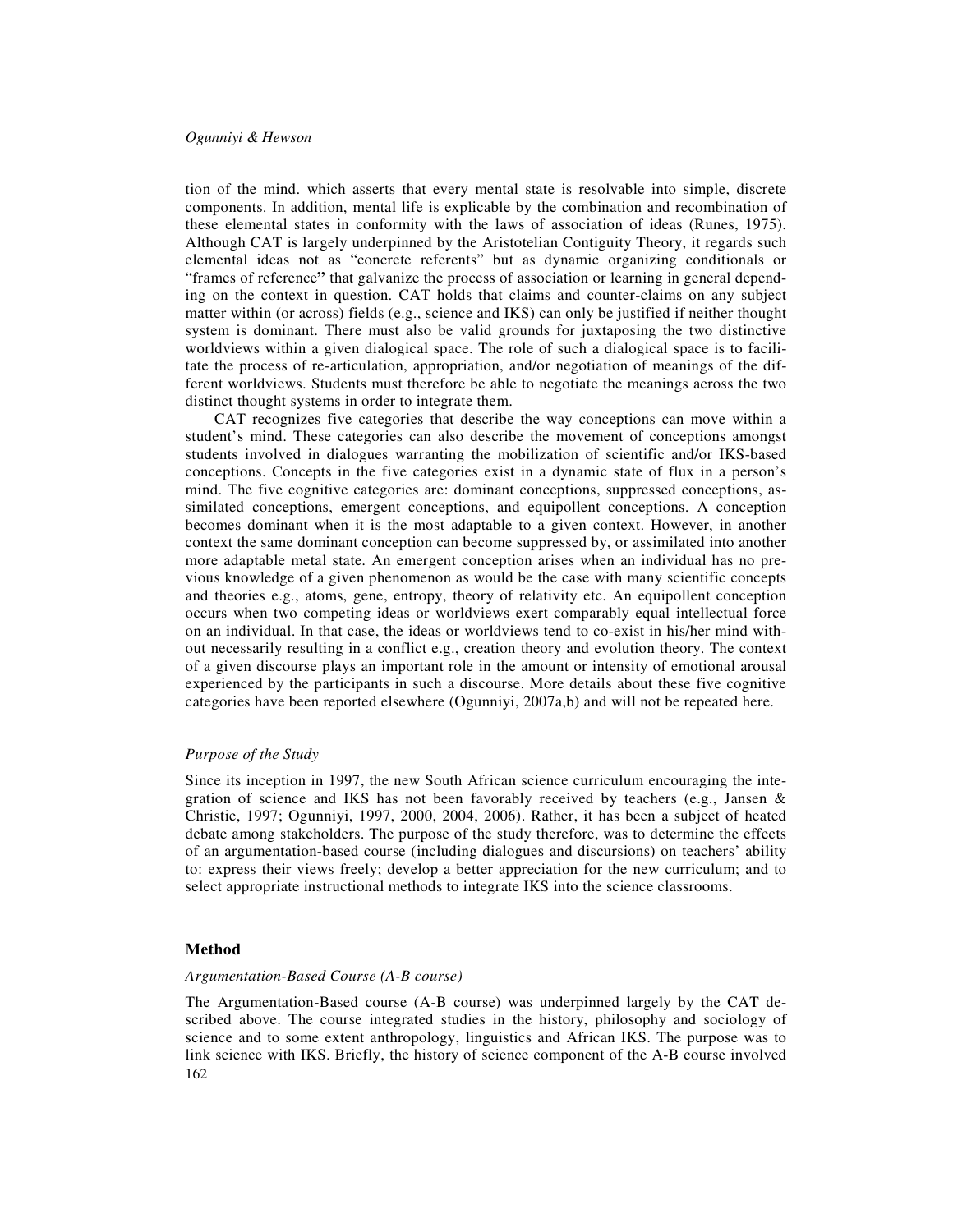tion of the mind. which asserts that every mental state is resolvable into simple, discrete components. In addition, mental life is explicable by the combination and recombination of these elemental states in conformity with the laws of association of ideas (Runes, 1975). Although CAT is largely underpinned by the Aristotelian Contiguity Theory, it regards such elemental ideas not as "concrete referents" but as dynamic organizing conditionals or "frames of reference" that galvanize the process of association or learning in general depending on the context in question. CAT holds that claims and counter-claims on any subject matter within (or across) fields (e.g., science and IKS) can only be justified if neither thought system is dominant. There must also be valid grounds for juxtaposing the two distinctive worldviews within a given dialogical space. The role of such a dialogical space is to facilitate the process of re-articulation, appropriation, and/or negotiation of meanings of the different worldviews. Students must therefore be able to negotiate the meanings across the two distinct thought systems in order to integrate them.

CAT recognizes five categories that describe the way conceptions can move within a student's mind. These categories can also describe the movement of conceptions amongst students involved in dialogues warranting the mobilization of scientific and/or IKS-based conceptions. Concepts in the five categories exist in a dynamic state of flux in a person's mind. The five cognitive categories are: dominant conceptions, suppressed conceptions, assimilated conceptions, emergent conceptions, and equipollent conceptions. A conception becomes dominant when it is the most adaptable to a given context. However, in another context the same dominant conception can become suppressed by, or assimilated into another more adaptable metal state. An emergent conception arises when an individual has no previous knowledge of a given phenomenon as would be the case with many scientific concepts and theories e.g., atoms, gene, entropy, theory of relativity etc. An equipollent conception occurs when two competing ideas or worldviews exert comparably equal intellectual force on an individual. In that case, the ideas or worldviews tend to co-exist in his/her mind without necessarily resulting in a conflict e.g., creation theory and evolution theory. The context of a given discourse plays an important role in the amount or intensity of emotional arousal experienced by the participants in such a discourse. More details about these five cognitive categories have been reported elsewhere (Ogunniyi, 2007a,b) and will not be repeated here.

### *Purpose of the Study*

Since its inception in 1997, the new South African science curriculum encouraging the integration of science and IKS has not been favorably received by teachers (e.g., Jansen & Christie, 1997; Ogunniyi, 1997, 2000, 2004, 2006). Rather, it has been a subject of heated debate among stakeholders. The purpose of the study therefore, was to determine the effects of an argumentation-based course (including dialogues and discursions) on teachers' ability to: express their views freely; develop a better appreciation for the new curriculum; and to select appropriate instructional methods to integrate IKS into the science classrooms.

## **Method**

### *Argumentation-Based Course (A-B course)*

The Argumentation-Based course (A-B course) was underpinned largely by the CAT described above. The course integrated studies in the history, philosophy and sociology of science and to some extent anthropology, linguistics and African IKS. The purpose was to link science with IKS. Briefly, the history of science component of the A-B course involved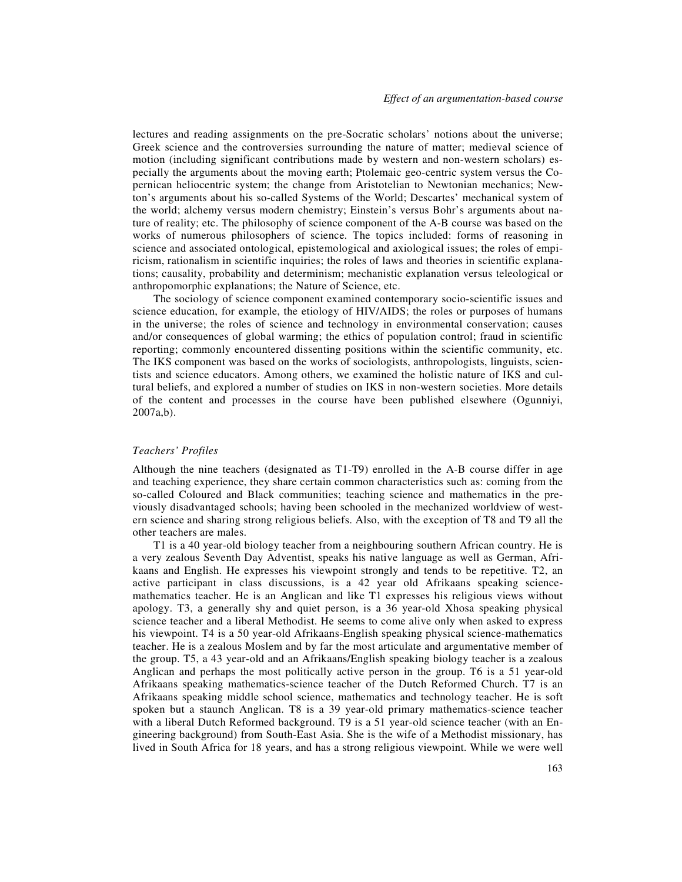lectures and reading assignments on the pre-Socratic scholars' notions about the universe; Greek science and the controversies surrounding the nature of matter; medieval science of motion (including significant contributions made by western and non-western scholars) especially the arguments about the moving earth; Ptolemaic geo-centric system versus the Copernican heliocentric system; the change from Aristotelian to Newtonian mechanics; Newton's arguments about his so-called Systems of the World; Descartes' mechanical system of the world; alchemy versus modern chemistry; Einstein's versus Bohr's arguments about nature of reality; etc. The philosophy of science component of the A-B course was based on the works of numerous philosophers of science. The topics included: forms of reasoning in science and associated ontological, epistemological and axiological issues; the roles of empiricism, rationalism in scientific inquiries; the roles of laws and theories in scientific explanations; causality, probability and determinism; mechanistic explanation versus teleological or anthropomorphic explanations; the Nature of Science, etc.

The sociology of science component examined contemporary socio-scientific issues and science education, for example, the etiology of HIV/AIDS; the roles or purposes of humans in the universe; the roles of science and technology in environmental conservation; causes and/or consequences of global warming; the ethics of population control; fraud in scientific reporting; commonly encountered dissenting positions within the scientific community, etc. The IKS component was based on the works of sociologists, anthropologists, linguists, scientists and science educators. Among others, we examined the holistic nature of IKS and cultural beliefs, and explored a number of studies on IKS in non-western societies. More details of the content and processes in the course have been published elsewhere (Ogunniyi, 2007a,b).

### *Teachers' Profiles*

Although the nine teachers (designated as T1-T9) enrolled in the A-B course differ in age and teaching experience, they share certain common characteristics such as: coming from the so-called Coloured and Black communities; teaching science and mathematics in the previously disadvantaged schools; having been schooled in the mechanized worldview of western science and sharing strong religious beliefs. Also, with the exception of T8 and T9 all the other teachers are males.

T1 is a 40 year-old biology teacher from a neighbouring southern African country. He is a very zealous Seventh Day Adventist, speaks his native language as well as German, Afrikaans and English. He expresses his viewpoint strongly and tends to be repetitive. T2, an active participant in class discussions, is a 42 year old Afrikaans speaking science-mathematics teacher. He is an Anglican and like T1 expresses his religious views without apology. T3, a generally shy and quiet person, is a 36 year-old Xhosa speaking physical science teacher and a liberal Methodist. He seems to come alive only when asked to express his viewpoint. T4 is a 50 year-old Afrikaans-English speaking physical science-mathematics teacher. He is a zealous Moslem and by far the most articulate and argumentative member of the group. T5, a 43 year-old and an Afrikaans/English speaking biology teacher is a zealous Anglican and perhaps the most politically active person in the group. T6 is a 51 year-old Afrikaans speaking mathematics-science teacher of the Dutch Reformed Church. T7 is an Afrikaans speaking middle school science, mathematics and technology teacher. He is soft spoken but a staunch Anglican. T8 is a 39 year-old primary mathematics-science teacher with a liberal Dutch Reformed background. T9 is a 51 year-old science teacher (with an Engineering background) from South-East Asia. She is the wife of a Methodist missionary, has lived in South Africa for 18 years, and has a strong religious viewpoint. While we were well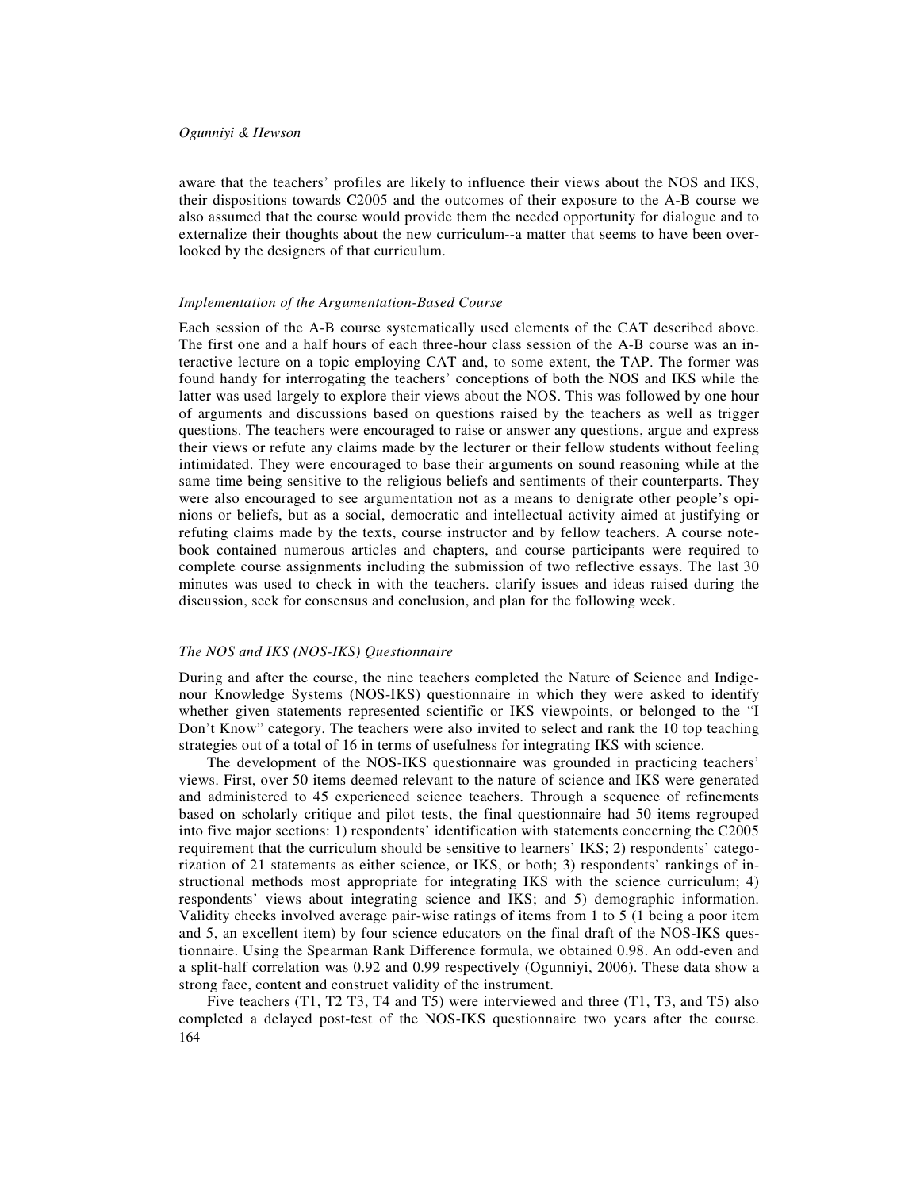aware that the teachers' profiles are likely to influence their views about the NOS and IKS, their dispositions towards C2005 and the outcomes of their exposure to the A-B course we also assumed that the course would provide them the needed opportunity for dialogue and to externalize their thoughts about the new curriculum--a matter that seems to have been overlooked by the designers of that curriculum.

### *Implementation of the Argumentation-Based Course*

Each session of the A-B course systematically used elements of the CAT described above. The first one and a half hours of each three-hour class session of the A-B course was an interactive lecture on a topic employing CAT and, to some extent, the TAP. The former was found handy for interrogating the teachers' conceptions of both the NOS and IKS while the latter was used largely to explore their views about the NOS. This was followed by one hour of arguments and discussions based on questions raised by the teachers as well as trigger questions. The teachers were encouraged to raise or answer any questions, argue and express their views or refute any claims made by the lecturer or their fellow students without feeling intimidated. They were encouraged to base their arguments on sound reasoning while at the same time being sensitive to the religious beliefs and sentiments of their counterparts. They were also encouraged to see argumentation not as a means to denigrate other people's opinions or beliefs, but as a social, democratic and intellectual activity aimed at justifying or refuting claims made by the texts, course instructor and by fellow teachers. A course notebook contained numerous articles and chapters, and course participants were required to complete course assignments including the submission of two reflective essays. The last 30 minutes was used to check in with the teachers. clarify issues and ideas raised during the discussion, seek for consensus and conclusion, and plan for the following week.

### *The NOS and IKS (NOS-IKS) Questionnaire*

During and after the course, the nine teachers completed the Nature of Science and Indigenour Knowledge Systems (NOS-IKS) questionnaire in which they were asked to identify whether given statements represented scientific or IKS viewpoints, or belonged to the "I Don't Know" category. The teachers were also invited to select and rank the 10 top teaching strategies out of a total of 16 in terms of usefulness for integrating IKS with science.

The development of the NOS-IKS questionnaire was grounded in practicing teachers' views. First, over 50 items deemed relevant to the nature of science and IKS were generated and administered to 45 experienced science teachers. Through a sequence of refinements based on scholarly critique and pilot tests, the final questionnaire had 50 items regrouped into five major sections: 1) respondents' identification with statements concerning the C2005 requirement that the curriculum should be sensitive to learners' IKS; 2) respondents' categorization of 21 statements as either science, or IKS, or both; 3) respondents' rankings of instructional methods most appropriate for integrating IKS with the science curriculum; 4) respondents' views about integrating science and IKS; and 5) demographic information. Validity checks involved average pair-wise ratings of items from 1 to 5 (1 being a poor item and 5, an excellent item) by four science educators on the final draft of the NOS-IKS questionnaire. Using the Spearman Rank Difference formula, we obtained 0.98. An odd-even and a split-half correlation was 0.92 and 0.99 respectively (Ogunniyi, 2006). These data show a strong face, content and construct validity of the instrument.

Five teachers (T1, T2 T3, T4 and T5) were interviewed and three (T1, T3, and T5) also completed a delayed post-test of the NOS-IKS questionnaire two years after the course.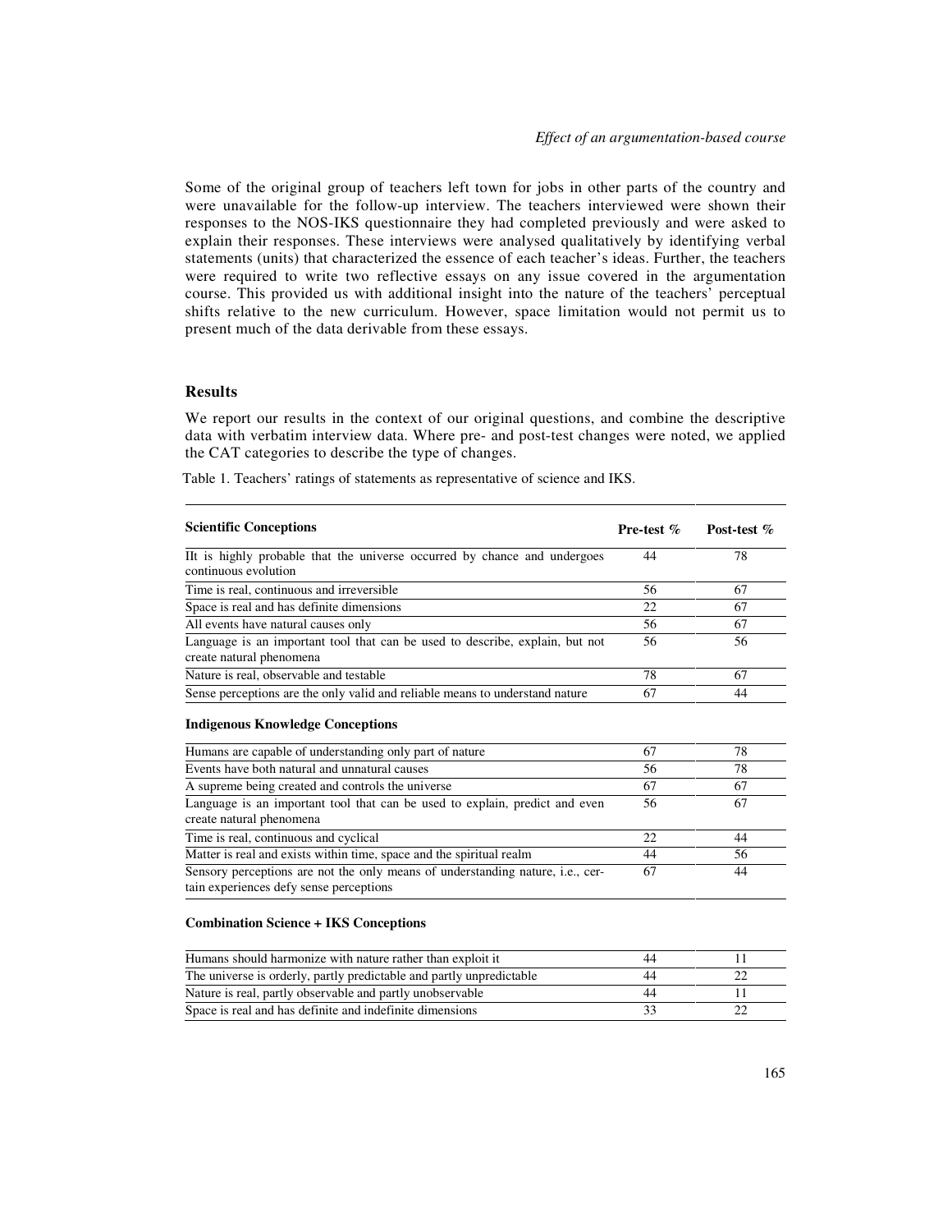Some of the original group of teachers left town for jobs in other parts of the country and were unavailable for the follow-up interview. The teachers interviewed were shown their responses to the NOS-IKS questionnaire they had completed previously and were asked to explain their responses. These interviews were analysed qualitatively by identifying verbal statements (units) that characterized the essence of each teacher's ideas. Further, the teachers were required to write two reflective essays on any issue covered in the argumentation course. This provided us with additional insight into the nature of the teachers' perceptual shifts relative to the new curriculum. However, space limitation would not permit us to present much of the data derivable from these essays.

## Results

We report our results in the context of our original questions, and combine the descriptive data with verbatim interview data. Where pre- and post-test changes were noted, we applied the CAT categories to describe the type of changes.

Table 1. Teachers' ratings of statements as representative of science and IKS.

| **Scientific Conceptions** | **Pre-test %** | **Post-test %** |
|---|---|---|
| IIt is highly probable that the universe occurred by chance and undergoes continuous evolution | 44 | 78 |
| Time is real, continuous and irreversible | 56 | 67 |
| Space is real and has definite dimensions | 22 | 67 |
| All events have natural causes only | 56 | 67 |
| Language is an important tool that can be used to describe, explain, but not create natural phenomena | 56 | 56 |
| Nature is real, observable and testable | 78 | 67 |
| Sense perceptions are the only valid and reliable means to understand nature | 67 | 44 |
| **Indigenous Knowledge Conceptions** | | |
| Humans are capable of understanding only part of nature | 67 | 78 |
| Events have both natural and unnatural causes | 56 | 78 |
| A supreme being created and controls the universe | 67 | 67 |
| Language is an important tool that can be used to explain, predict and even create natural phenomena | 56 | 67 |
| Time is real, continuous and cyclical | 22 | 44 |
| Matter is real and exists within time, space and the spiritual realm | 44 | 56 |
| Sensory perceptions are not the only means of understanding nature, i.e., certain experiences defy sense perceptions | 67 | 44 |
| **Combination Science + IKS Conceptions** | | |
| Humans should harmonize with nature rather than exploit it | 44 | 11 |
| The universe is orderly, partly predictable and partly unpredictable | 44 | 22 |
| Nature is real, partly observable and partly unobservable | 44 | 11 |
| Space is real and has definite and indefinite dimensions | 33 | 22 |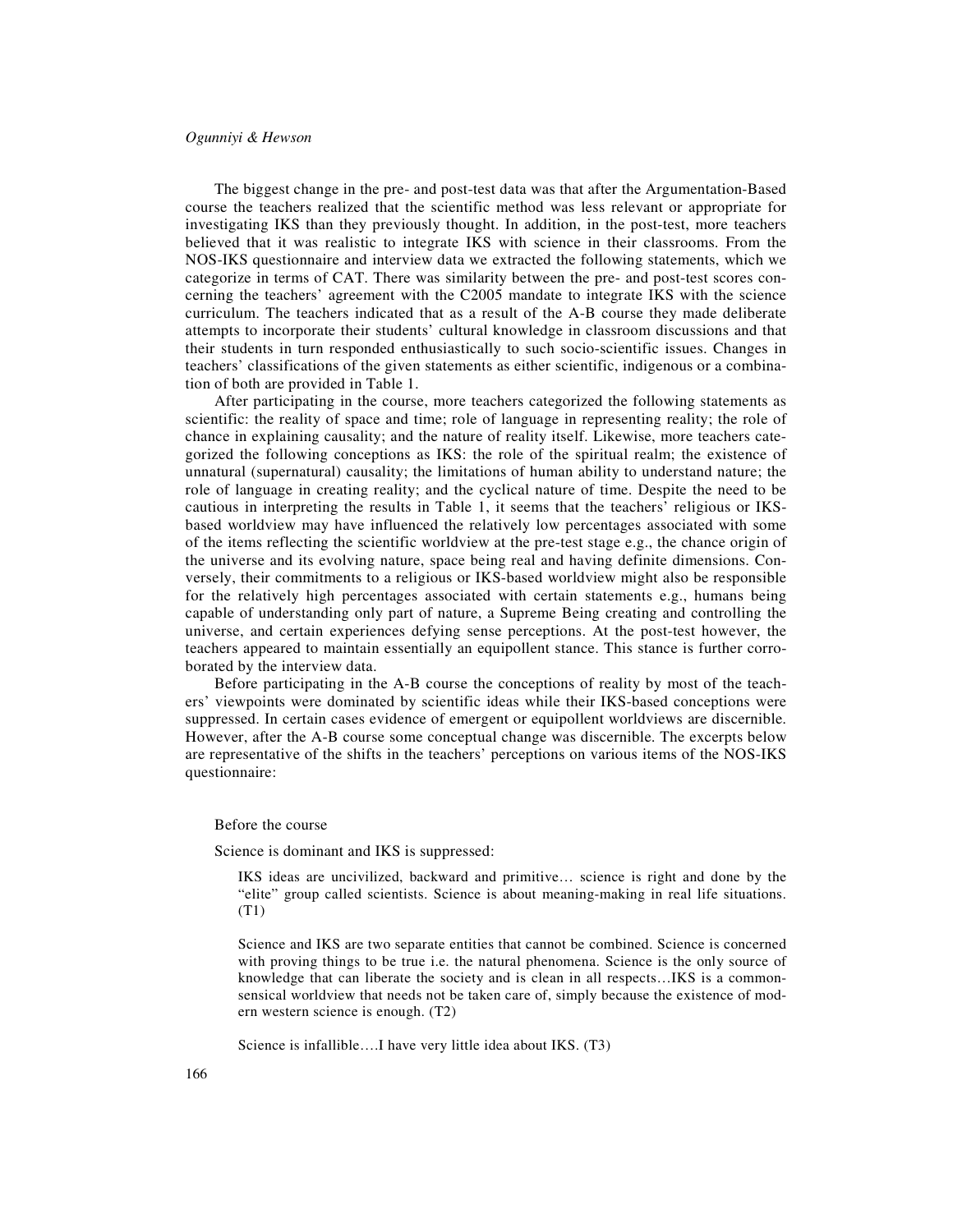The biggest change in the pre- and post-test data was that after the Argumentation-Based course the teachers realized that the scientific method was less relevant or appropriate for investigating IKS than they previously thought. In addition, in the post-test, more teachers believed that it was realistic to integrate IKS with science in their classrooms. From the NOS-IKS questionnaire and interview data we extracted the following statements, which we categorize in terms of CAT. There was similarity between the pre- and post-test scores concerning the teachers' agreement with the C2005 mandate to integrate IKS with the science curriculum. The teachers indicated that as a result of the A-B course they made deliberate attempts to incorporate their students' cultural knowledge in classroom discussions and that their students in turn responded enthusiastically to such socio-scientific issues. Changes in teachers' classifications of the given statements as either scientific, indigenous or a combination of both are provided in Table 1.

After participating in the course, more teachers categorized the following statements as scientific: the reality of space and time; role of language in representing reality; the role of chance in explaining causality; and the nature of reality itself. Likewise, more teachers categorized the following conceptions as IKS: the role of the spiritual realm; the existence of unnatural (supernatural) causality; the limitations of human ability to understand nature; the role of language in creating reality; and the cyclical nature of time. Despite the need to be cautious in interpreting the results in Table 1, it seems that the teachers' religious or IKS-based worldview may have influenced the relatively low percentages associated with some of the items reflecting the scientific worldview at the pre-test stage e.g., the chance origin of the universe and its evolving nature, space being real and having definite dimensions. Conversely, their commitments to a religious or IKS-based worldview might also be responsible for the relatively high percentages associated with certain statements e.g., humans being capable of understanding only part of nature, a Supreme Being creating and controlling the universe, and certain experiences defying sense perceptions. At the post-test however, the teachers appeared to maintain essentially an equipollent stance. This stance is further corroborated by the interview data.

Before participating in the A-B course the conceptions of reality by most of the teachers' viewpoints were dominated by scientific ideas while their IKS-based conceptions were suppressed. In certain cases evidence of emergent or equipollent worldviews are discernible. However, after the A-B course some conceptual change was discernible. The excerpts below are representative of the shifts in the teachers' perceptions on various items of the NOS-IKS questionnaire:

Before the course

Science is dominant and IKS is suppressed:

> IKS ideas are uncivilized, backward and primitive… science is right and done by the "elite" group called scientists. Science is about meaning-making in real life situations. (T1)

> Science and IKS are two separate entities that cannot be combined. Science is concerned with proving things to be true i.e. the natural phenomena. Science is the only source of knowledge that can liberate the society and is clean in all respects…IKS is a commonsensical worldview that needs not be taken care of, simply because the existence of modern western science is enough. (T2)

> Science is infallible….I have very little idea about IKS. (T3)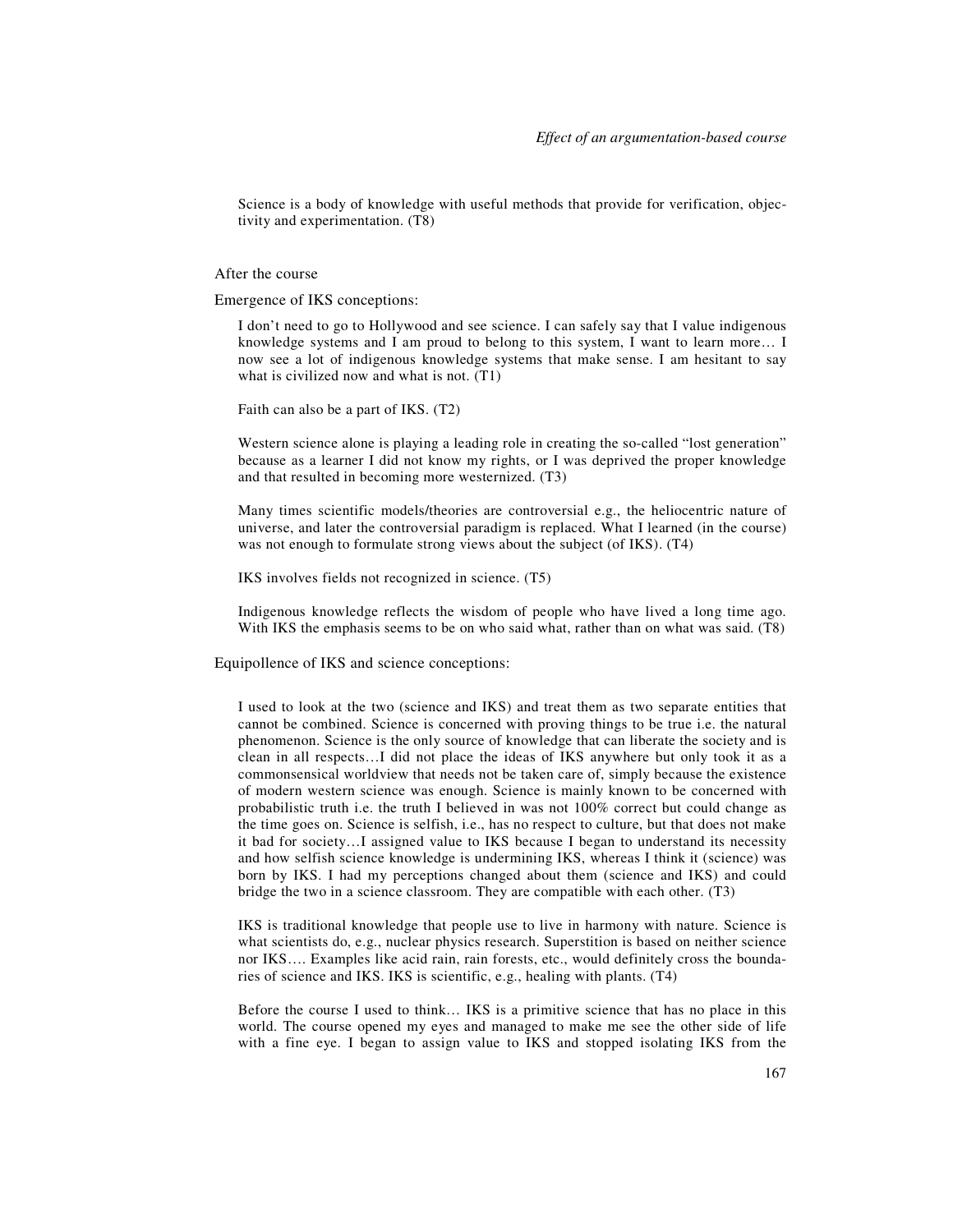> Science is a body of knowledge with useful methods that provide for verification, objectivity and experimentation. (T8)

After the course

Emergence of IKS conceptions:

> I don't need to go to Hollywood and see science. I can safely say that I value indigenous knowledge systems and I am proud to belong to this system, I want to learn more… I now see a lot of indigenous knowledge systems that make sense. I am hesitant to say what is civilized now and what is not. (T1)

> Faith can also be a part of IKS. (T2)

> Western science alone is playing a leading role in creating the so-called "lost generation" because as a learner I did not know my rights, or I was deprived the proper knowledge and that resulted in becoming more westernized. (T3)

> Many times scientific models/theories are controversial e.g., the heliocentric nature of universe, and later the controversial paradigm is replaced. What I learned (in the course) was not enough to formulate strong views about the subject (of IKS). (T4)

> IKS involves fields not recognized in science. (T5)

> Indigenous knowledge reflects the wisdom of people who have lived a long time ago. With IKS the emphasis seems to be on who said what, rather than on what was said. (T8)

Equipollence of IKS and science conceptions:

> I used to look at the two (science and IKS) and treat them as two separate entities that cannot be combined. Science is concerned with proving things to be true i.e. the natural phenomenon. Science is the only source of knowledge that can liberate the society and is clean in all respects…I did not place the ideas of IKS anywhere but only took it as a commonsensical worldview that needs not be taken care of, simply because the existence of modern western science was enough. Science is mainly known to be concerned with probabilistic truth i.e. the truth I believed in was not 100% correct but could change as the time goes on. Science is selfish, i.e., has no respect to culture, but that does not make it bad for society…I assigned value to IKS because I began to understand its necessity and how selfish science knowledge is undermining IKS, whereas I think it (science) was born by IKS. I had my perceptions changed about them (science and IKS) and could bridge the two in a science classroom. They are compatible with each other. (T3)

> IKS is traditional knowledge that people use to live in harmony with nature. Science is what scientists do, e.g., nuclear physics research. Superstition is based on neither science nor IKS…. Examples like acid rain, rain forests, etc., would definitely cross the boundaries of science and IKS. IKS is scientific, e.g., healing with plants. (T4)

> Before the course I used to think… IKS is a primitive science that has no place in this world. The course opened my eyes and managed to make me see the other side of life with a fine eye. I began to assign value to IKS and stopped isolating IKS from the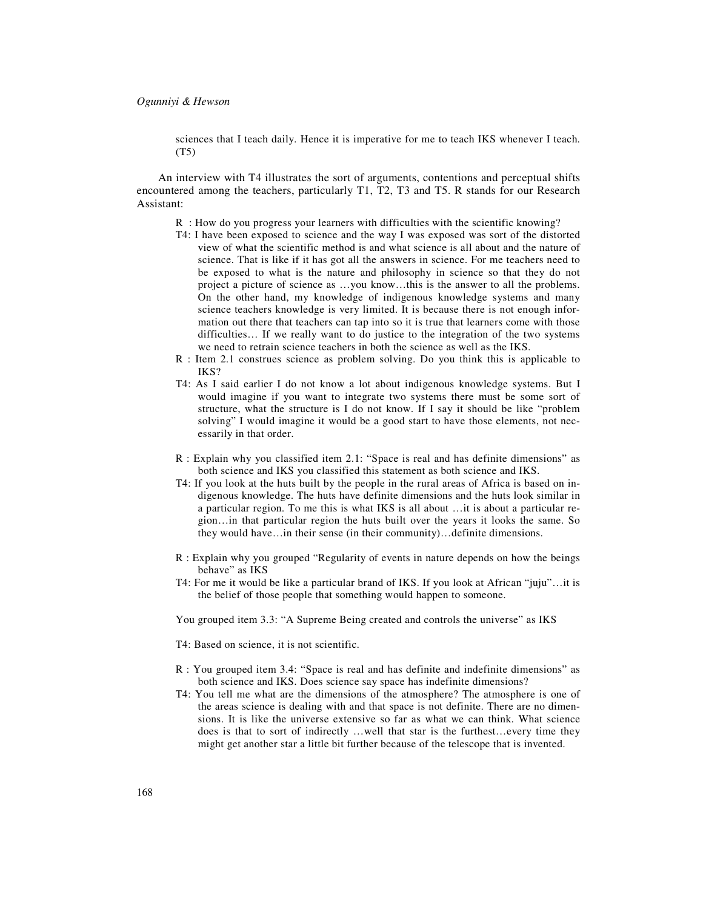> sciences that I teach daily. Hence it is imperative for me to teach IKS whenever I teach. (T5)

An interview with T4 illustrates the sort of arguments, contentions and perceptual shifts encountered among the teachers, particularly T1, T2, T3 and T5. R stands for our Research Assistant:

> R : How do you progress your learners with difficulties with the scientific knowing?
>
> T4: I have been exposed to science and the way I was exposed was sort of the distorted view of what the scientific method is and what science is all about and the nature of science. That is like if it has got all the answers in science. For me teachers need to be exposed to what is the nature and philosophy in science so that they do not project a picture of science as …you know…this is the answer to all the problems. On the other hand, my knowledge of indigenous knowledge systems and many science teachers knowledge is very limited. It is because there is not enough information out there that teachers can tap into so it is true that learners come with those difficulties… If we really want to do justice to the integration of the two systems we need to retrain science teachers in both the science as well as the IKS.
>
> R : Item 2.1 construes science as problem solving. Do you think this is applicable to IKS?
>
> T4: As I said earlier I do not know a lot about indigenous knowledge systems. But I would imagine if you want to integrate two systems there must be some sort of structure, what the structure is I do not know. If I say it should be like "problem solving" I would imagine it would be a good start to have those elements, not necessarily in that order.
>
> R : Explain why you classified item 2.1: "Space is real and has definite dimensions" as both science and IKS you classified this statement as both science and IKS.
>
> T4: If you look at the huts built by the people in the rural areas of Africa is based on indigenous knowledge. The huts have definite dimensions and the huts look similar in a particular region. To me this is what IKS is all about …it is about a particular region…in that particular region the huts built over the years it looks the same. So they would have…in their sense (in their community)…definite dimensions.
>
> R : Explain why you grouped "Regularity of events in nature depends on how the beings behave" as IKS
>
> T4: For me it would be like a particular brand of IKS. If you look at African "juju"…it is the belief of those people that something would happen to someone.
>
> You grouped item 3.3: "A Supreme Being created and controls the universe" as IKS
>
> T4: Based on science, it is not scientific.
>
> R : You grouped item 3.4: "Space is real and has definite and indefinite dimensions" as both science and IKS. Does science say space has indefinite dimensions?
>
> T4: You tell me what are the dimensions of the atmosphere? The atmosphere is one of the areas science is dealing with and that space is not definite. There are no dimensions. It is like the universe extensive so far as what we can think. What science does is that to sort of indirectly …well that star is the furthest…every time they might get another star a little bit further because of the telescope that is invented.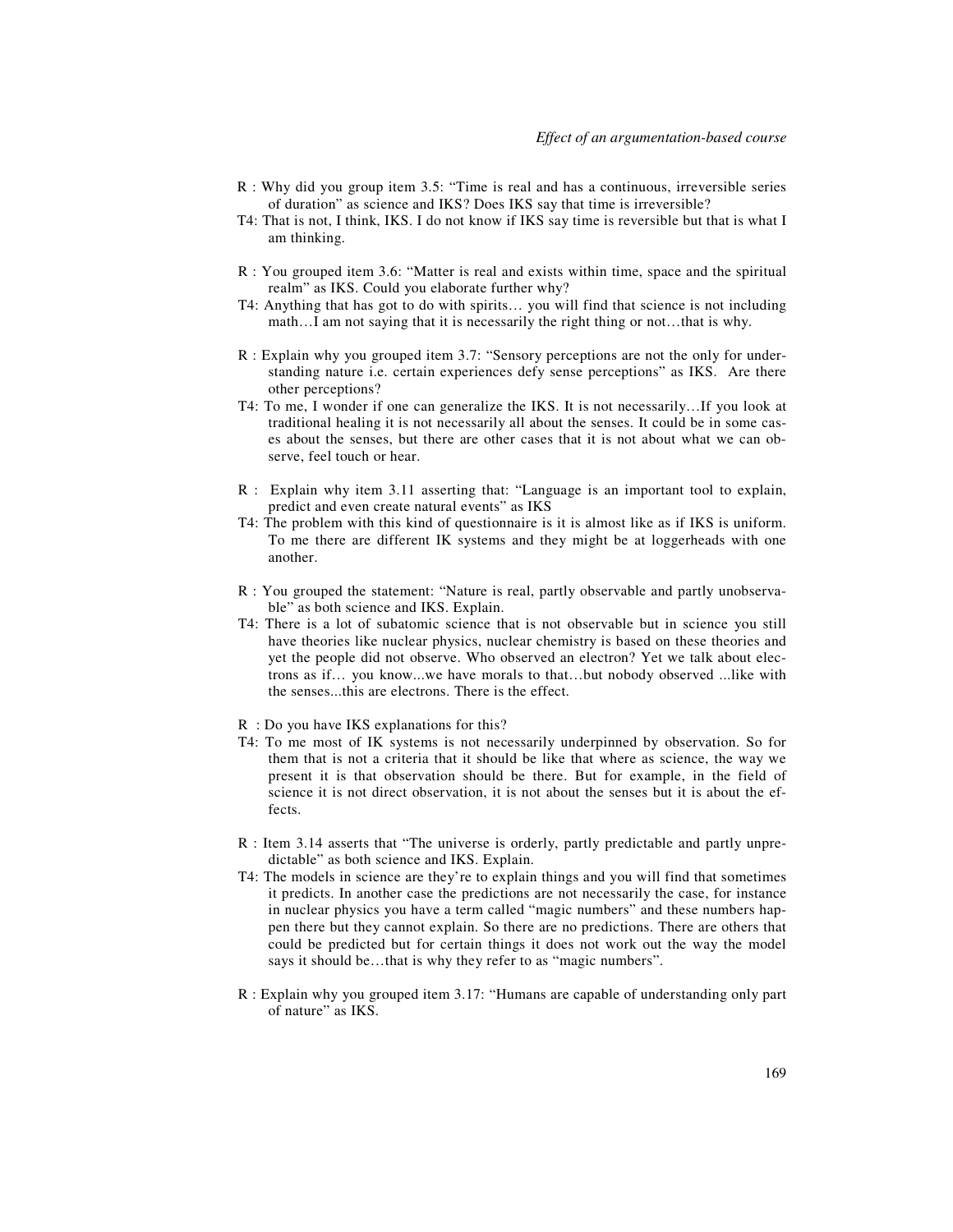R : Why did you group item 3.5: "Time is real and has a continuous, irreversible series of duration" as science and IKS? Does IKS say that time is irreversible?

T4: That is not, I think, IKS. I do not know if IKS say time is reversible but that is what I am thinking.

R : You grouped item 3.6: "Matter is real and exists within time, space and the spiritual realm" as IKS. Could you elaborate further why?

T4: Anything that has got to do with spirits… you will find that science is not including math…I am not saying that it is necessarily the right thing or not…that is why.

R : Explain why you grouped item 3.7: "Sensory perceptions are not the only for understanding nature i.e. certain experiences defy sense perceptions" as IKS. Are there other perceptions?

T4: To me, I wonder if one can generalize the IKS. It is not necessarily…If you look at traditional healing it is not necessarily all about the senses. It could be in some cases about the senses, but there are other cases that it is not about what we can observe, feel touch or hear.

R : Explain why item 3.11 asserting that: "Language is an important tool to explain, predict and even create natural events" as IKS

T4: The problem with this kind of questionnaire is it is almost like as if IKS is uniform. To me there are different IK systems and they might be at loggerheads with one another.

R : You grouped the statement: "Nature is real, partly observable and partly unobservable" as both science and IKS. Explain.

T4: There is a lot of subatomic science that is not observable but in science you still have theories like nuclear physics, nuclear chemistry is based on these theories and yet the people did not observe. Who observed an electron? Yet we talk about electrons as if… you know...we have morals to that…but nobody observed ...like with the senses...this are electrons. There is the effect.

R : Do you have IKS explanations for this?

T4: To me most of IK systems is not necessarily underpinned by observation. So for them that is not a criteria that it should be like that where as science, the way we present it is that observation should be there. But for example, in the field of science it is not direct observation, it is not about the senses but it is about the effects.

R : Item 3.14 asserts that "The universe is orderly, partly predictable and partly unpredictable" as both science and IKS. Explain.

T4: The models in science are they're to explain things and you will find that sometimes it predicts. In another case the predictions are not necessarily the case, for instance in nuclear physics you have a term called "magic numbers" and these numbers happen there but they cannot explain. So there are no predictions. There are others that could be predicted but for certain things it does not work out the way the model says it should be…that is why they refer to as "magic numbers".

R : Explain why you grouped item 3.17: "Humans are capable of understanding only part of nature" as IKS.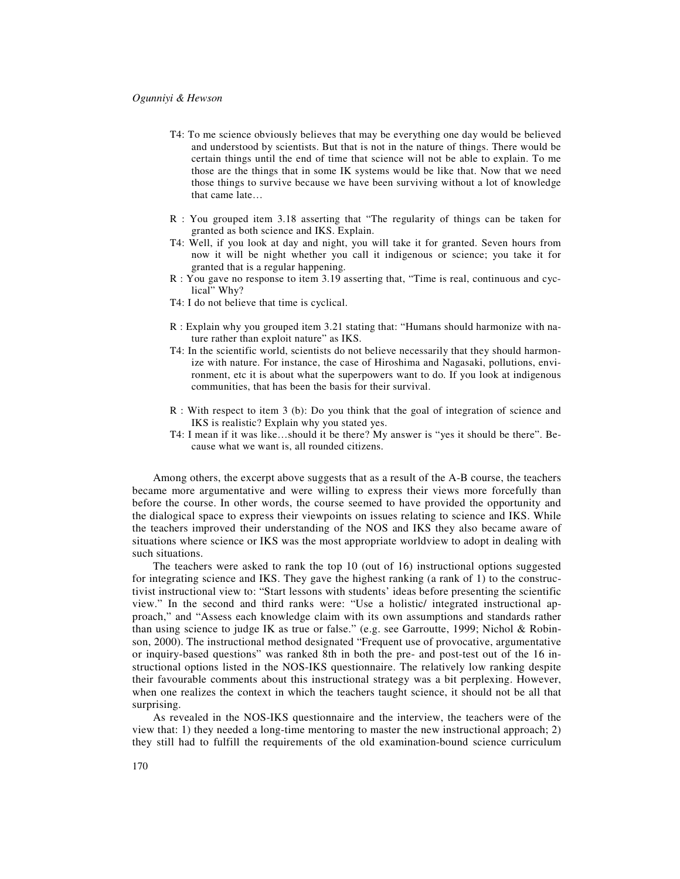T4: To me science obviously believes that may be everything one day would be believed and understood by scientists. But that is not in the nature of things. There would be certain things until the end of time that science will not be able to explain. To me those are the things that in some IK systems would be like that. Now that we need those things to survive because we have been surviving without a lot of knowledge that came late…

R : You grouped item 3.18 asserting that "The regularity of things can be taken for granted as both science and IKS. Explain.

T4: Well, if you look at day and night, you will take it for granted. Seven hours from now it will be night whether you call it indigenous or science; you take it for granted that is a regular happening.

R : You gave no response to item 3.19 asserting that, "Time is real, continuous and cyclical" Why?

T4: I do not believe that time is cyclical.

R : Explain why you grouped item 3.21 stating that: "Humans should harmonize with nature rather than exploit nature" as IKS.

T4: In the scientific world, scientists do not believe necessarily that they should harmonize with nature. For instance, the case of Hiroshima and Nagasaki, pollutions, environment, etc it is about what the superpowers want to do. If you look at indigenous communities, that has been the basis for their survival.

R : With respect to item 3 (b): Do you think that the goal of integration of science and IKS is realistic? Explain why you stated yes.

T4: I mean if it was like…should it be there? My answer is "yes it should be there". Because what we want is, all rounded citizens.

Among others, the excerpt above suggests that as a result of the A-B course, the teachers became more argumentative and were willing to express their views more forcefully than before the course. In other words, the course seemed to have provided the opportunity and the dialogical space to express their viewpoints on issues relating to science and IKS. While the teachers improved their understanding of the NOS and IKS they also became aware of situations where science or IKS was the most appropriate worldview to adopt in dealing with such situations.

The teachers were asked to rank the top 10 (out of 16) instructional options suggested for integrating science and IKS. They gave the highest ranking (a rank of 1) to the constructivist instructional view to: "Start lessons with students' ideas before presenting the scientific view." In the second and third ranks were: "Use a holistic/ integrated instructional approach," and "Assess each knowledge claim with its own assumptions and standards rather than using science to judge IK as true or false." (e.g. see Garroutte, 1999; Nichol & Robinson, 2000). The instructional method designated "Frequent use of provocative, argumentative or inquiry-based questions" was ranked 8th in both the pre- and post-test out of the 16 instructional options listed in the NOS-IKS questionnaire. The relatively low ranking despite their favourable comments about this instructional strategy was a bit perplexing. However, when one realizes the context in which the teachers taught science, it should not be all that surprising.

As revealed in the NOS-IKS questionnaire and the interview, the teachers were of the view that: 1) they needed a long-time mentoring to master the new instructional approach; 2) they still had to fulfill the requirements of the old examination-bound science curriculum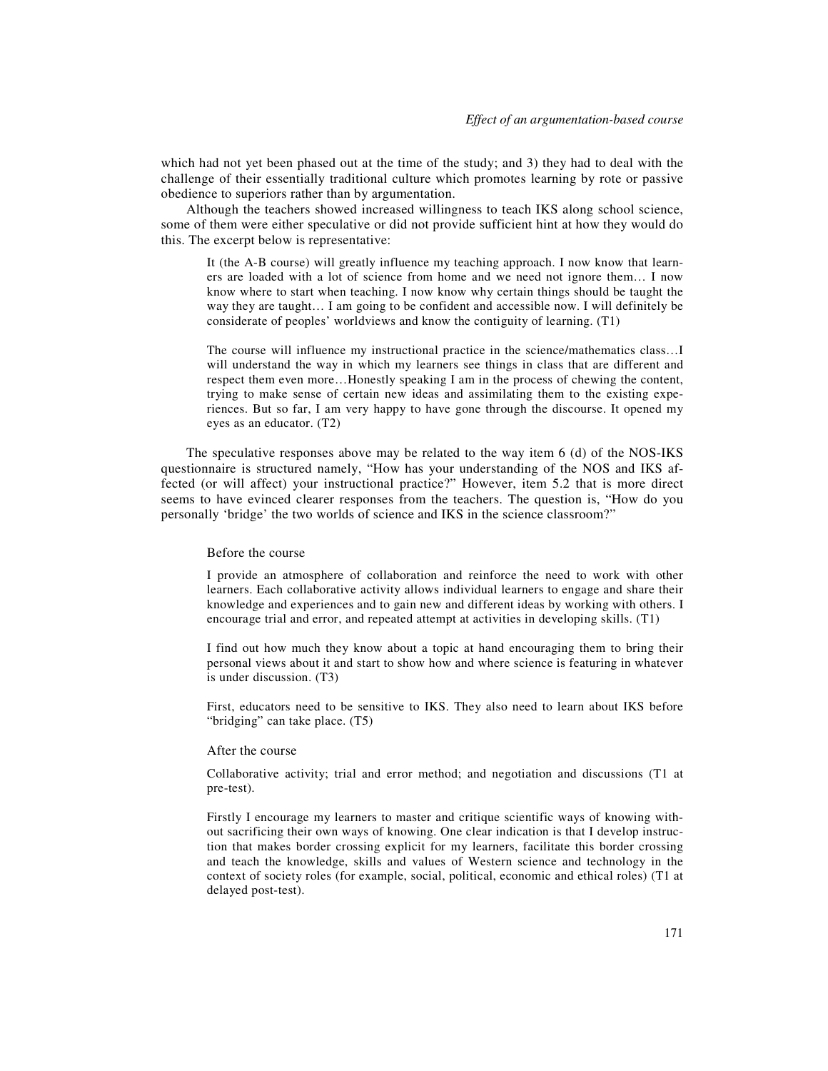which had not yet been phased out at the time of the study; and 3) they had to deal with the challenge of their essentially traditional culture which promotes learning by rote or passive obedience to superiors rather than by argumentation.

Although the teachers showed increased willingness to teach IKS along school science, some of them were either speculative or did not provide sufficient hint at how they would do this. The excerpt below is representative:

> It (the A-B course) will greatly influence my teaching approach. I now know that learners are loaded with a lot of science from home and we need not ignore them… I now know where to start when teaching. I now know why certain things should be taught the way they are taught… I am going to be confident and accessible now. I will definitely be considerate of peoples' worldviews and know the contiguity of learning. (T1)

> The course will influence my instructional practice in the science/mathematics class…I will understand the way in which my learners see things in class that are different and respect them even more…Honestly speaking I am in the process of chewing the content, trying to make sense of certain new ideas and assimilating them to the existing experiences. But so far, I am very happy to have gone through the discourse. It opened my eyes as an educator. (T2)

The speculative responses above may be related to the way item 6 (d) of the NOS-IKS questionnaire is structured namely, "How has your understanding of the NOS and IKS affected (or will affect) your instructional practice?" However, item 5.2 that is more direct seems to have evinced clearer responses from the teachers. The question is, "How do you personally 'bridge' the two worlds of science and IKS in the science classroom?"

> Before the course
>
> I provide an atmosphere of collaboration and reinforce the need to work with other learners. Each collaborative activity allows individual learners to engage and share their knowledge and experiences and to gain new and different ideas by working with others. I encourage trial and error, and repeated attempt at activities in developing skills. (T1)
>
> I find out how much they know about a topic at hand encouraging them to bring their personal views about it and start to show how and where science is featuring in whatever is under discussion. (T3)
>
> First, educators need to be sensitive to IKS. They also need to learn about IKS before "bridging" can take place. (T5)
>
> After the course
>
> Collaborative activity; trial and error method; and negotiation and discussions (T1 at pre-test).
>
> Firstly I encourage my learners to master and critique scientific ways of knowing without sacrificing their own ways of knowing. One clear indication is that I develop instruction that makes border crossing explicit for my learners, facilitate this border crossing and teach the knowledge, skills and values of Western science and technology in the context of society roles (for example, social, political, economic and ethical roles) (T1 at delayed post-test).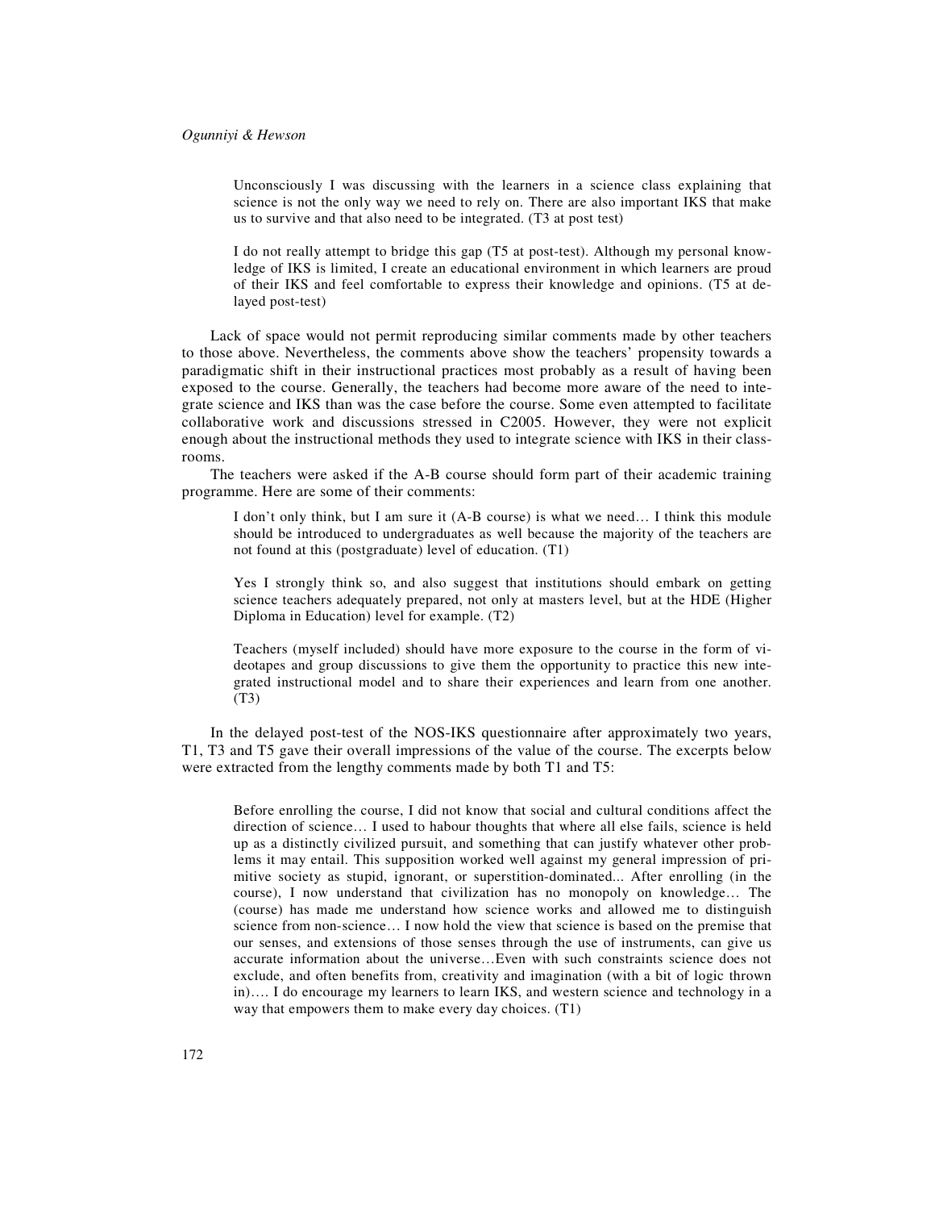> Unconsciously I was discussing with the learners in a science class explaining that science is not the only way we need to rely on. There are also important IKS that make us to survive and that also need to be integrated. (T3 at post test)

> I do not really attempt to bridge this gap (T5 at post-test). Although my personal knowledge of IKS is limited, I create an educational environment in which learners are proud of their IKS and feel comfortable to express their knowledge and opinions. (T5 at delayed post-test)

Lack of space would not permit reproducing similar comments made by other teachers to those above. Nevertheless, the comments above show the teachers' propensity towards a paradigmatic shift in their instructional practices most probably as a result of having been exposed to the course. Generally, the teachers had become more aware of the need to integrate science and IKS than was the case before the course. Some even attempted to facilitate collaborative work and discussions stressed in C2005. However, they were not explicit enough about the instructional methods they used to integrate science with IKS in their classrooms.

The teachers were asked if the A-B course should form part of their academic training programme. Here are some of their comments:

> I don't only think, but I am sure it (A-B course) is what we need… I think this module should be introduced to undergraduates as well because the majority of the teachers are not found at this (postgraduate) level of education. (T1)

> Yes I strongly think so, and also suggest that institutions should embark on getting science teachers adequately prepared, not only at masters level, but at the HDE (Higher Diploma in Education) level for example. (T2)

> Teachers (myself included) should have more exposure to the course in the form of videotapes and group discussions to give them the opportunity to practice this new integrated instructional model and to share their experiences and learn from one another. (T3)

In the delayed post-test of the NOS-IKS questionnaire after approximately two years, T1, T3 and T5 gave their overall impressions of the value of the course. The excerpts below were extracted from the lengthy comments made by both T1 and T5:

> Before enrolling the course, I did not know that social and cultural conditions affect the direction of science… I used to habour thoughts that where all else fails, science is held up as a distinctly civilized pursuit, and something that can justify whatever other problems it may entail. This supposition worked well against my general impression of primitive society as stupid, ignorant, or superstition-dominated... After enrolling (in the course), I now understand that civilization has no monopoly on knowledge… The (course) has made me understand how science works and allowed me to distinguish science from non-science… I now hold the view that science is based on the premise that our senses, and extensions of those senses through the use of instruments, can give us accurate information about the universe…Even with such constraints science does not exclude, and often benefits from, creativity and imagination (with a bit of logic thrown in)…. I do encourage my learners to learn IKS, and western science and technology in a way that empowers them to make every day choices. (T1)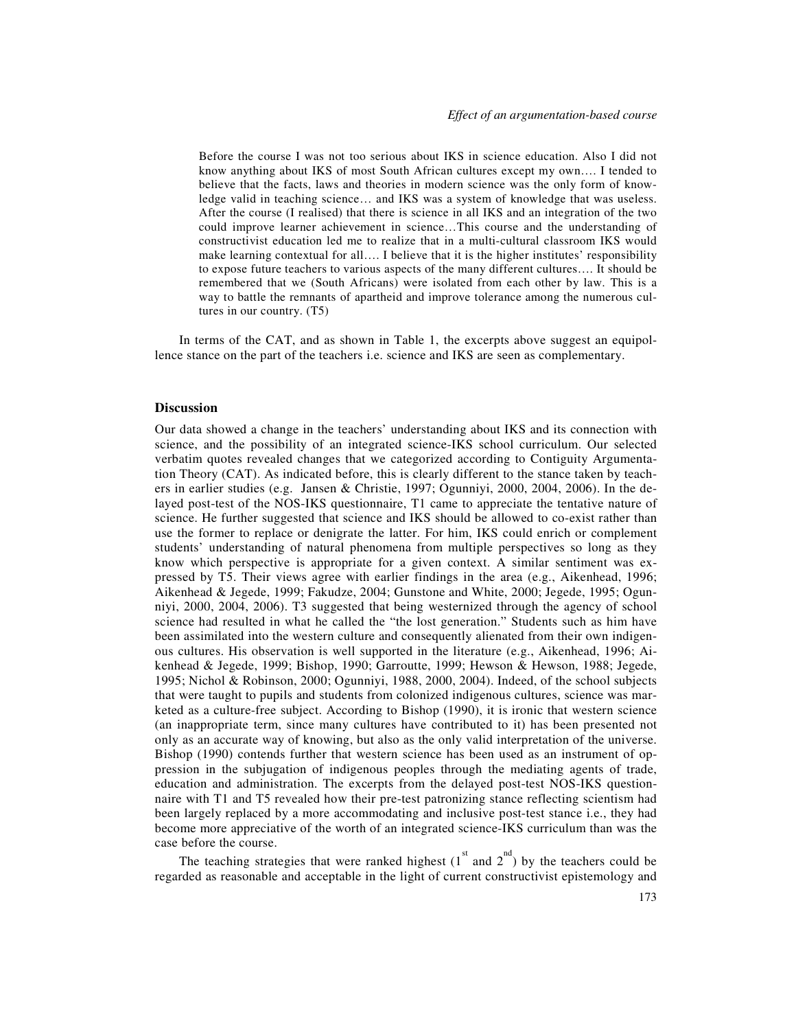> Before the course I was not too serious about IKS in science education. Also I did not know anything about IKS of most South African cultures except my own…. I tended to believe that the facts, laws and theories in modern science was the only form of knowledge valid in teaching science… and IKS was a system of knowledge that was useless. After the course (I realised) that there is science in all IKS and an integration of the two could improve learner achievement in science…This course and the understanding of constructivist education led me to realize that in a multi-cultural classroom IKS would make learning contextual for all…. I believe that it is the higher institutes' responsibility to expose future teachers to various aspects of the many different cultures…. It should be remembered that we (South Africans) were isolated from each other by law. This is a way to battle the remnants of apartheid and improve tolerance among the numerous cultures in our country. (T5)

In terms of the CAT, and as shown in Table 1, the excerpts above suggest an equipollence stance on the part of the teachers i.e. science and IKS are seen as complementary.

## Discussion

Our data showed a change in the teachers' understanding about IKS and its connection with science, and the possibility of an integrated science-IKS school curriculum. Our selected verbatim quotes revealed changes that we categorized according to Contiguity Argumentation Theory (CAT). As indicated before, this is clearly different to the stance taken by teachers in earlier studies (e.g. Jansen & Christie, 1997; Ogunniyi, 2000, 2004, 2006). In the delayed post-test of the NOS-IKS questionnaire, T1 came to appreciate the tentative nature of science. He further suggested that science and IKS should be allowed to co-exist rather than use the former to replace or denigrate the latter. For him, IKS could enrich or complement students' understanding of natural phenomena from multiple perspectives so long as they know which perspective is appropriate for a given context. A similar sentiment was expressed by T5. Their views agree with earlier findings in the area (e.g., Aikenhead, 1996; Aikenhead & Jegede, 1999; Fakudze, 2004; Gunstone and White, 2000; Jegede, 1995; Ogunniyi, 2000, 2004, 2006). T3 suggested that being westernized through the agency of school science had resulted in what he called the "the lost generation." Students such as him have been assimilated into the western culture and consequently alienated from their own indigenous cultures. His observation is well supported in the literature (e.g., Aikenhead, 1996; Aikenhead & Jegede, 1999; Bishop, 1990; Garroutte, 1999; Hewson & Hewson, 1988; Jegede, 1995; Nichol & Robinson, 2000; Ogunniyi, 1988, 2000, 2004). Indeed, of the school subjects that were taught to pupils and students from colonized indigenous cultures, science was marketed as a culture-free subject. According to Bishop (1990), it is ironic that western science (an inappropriate term, since many cultures have contributed to it) has been presented not only as an accurate way of knowing, but also as the only valid interpretation of the universe. Bishop (1990) contends further that western science has been used as an instrument of oppression in the subjugation of indigenous peoples through the mediating agents of trade, education and administration. The excerpts from the delayed post-test NOS-IKS questionnaire with T1 and T5 revealed how their pre-test patronizing stance reflecting scientism had been largely replaced by a more accommodating and inclusive post-test stance i.e., they had become more appreciative of the worth of an integrated science-IKS curriculum than was the case before the course.

The teaching strategies that were ranked highest (1st and 2nd) by the teachers could be regarded as reasonable and acceptable in the light of current constructivist epistemology and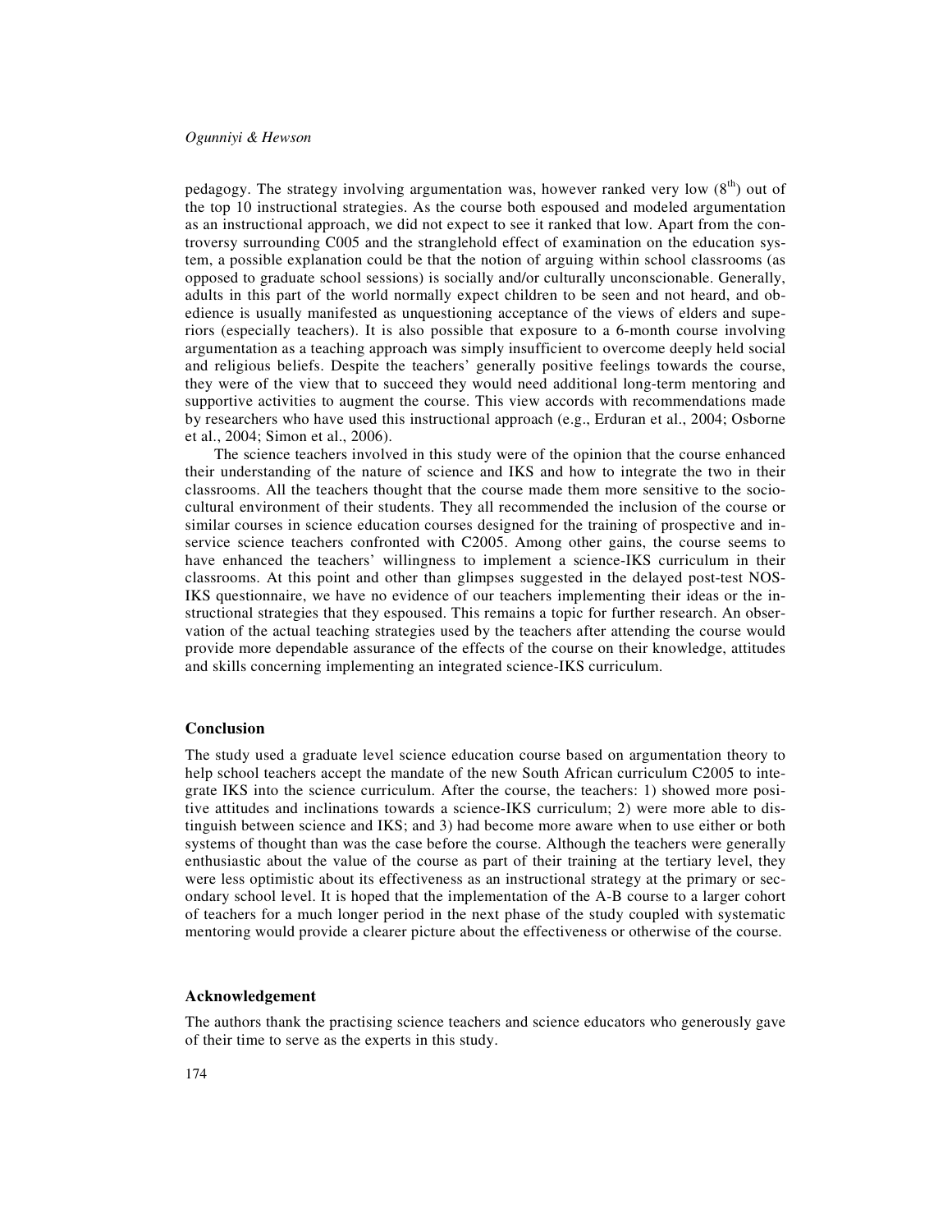pedagogy. The strategy involving argumentation was, however ranked very low ($8^{th}$) out of the top 10 instructional strategies. As the course both espoused and modeled argumentation as an instructional approach, we did not expect to see it ranked that low. Apart from the controversy surrounding C005 and the stranglehold effect of examination on the education system, a possible explanation could be that the notion of arguing within school classrooms (as opposed to graduate school sessions) is socially and/or culturally unconscionable. Generally, adults in this part of the world normally expect children to be seen and not heard, and obedience is usually manifested as unquestioning acceptance of the views of elders and superiors (especially teachers). It is also possible that exposure to a 6-month course involving argumentation as a teaching approach was simply insufficient to overcome deeply held social and religious beliefs. Despite the teachers' generally positive feelings towards the course, they were of the view that to succeed they would need additional long-term mentoring and supportive activities to augment the course. This view accords with recommendations made by researchers who have used this instructional approach (e.g., Erduran et al., 2004; Osborne et al., 2004; Simon et al., 2006).

The science teachers involved in this study were of the opinion that the course enhanced their understanding of the nature of science and IKS and how to integrate the two in their classrooms. All the teachers thought that the course made them more sensitive to the sociocultural environment of their students. They all recommended the inclusion of the course or similar courses in science education courses designed for the training of prospective and in-service science teachers confronted with C2005. Among other gains, the course seems to have enhanced the teachers' willingness to implement a science-IKS curriculum in their classrooms. At this point and other than glimpses suggested in the delayed post-test NOS-IKS questionnaire, we have no evidence of our teachers implementing their ideas or the instructional strategies that they espoused. This remains a topic for further research. An observation of the actual teaching strategies used by the teachers after attending the course would provide more dependable assurance of the effects of the course on their knowledge, attitudes and skills concerning implementing an integrated science-IKS curriculum.

## Conclusion

The study used a graduate level science education course based on argumentation theory to help school teachers accept the mandate of the new South African curriculum C2005 to integrate IKS into the science curriculum. After the course, the teachers: 1) showed more positive attitudes and inclinations towards a science-IKS curriculum; 2) were more able to distinguish between science and IKS; and 3) had become more aware when to use either or both systems of thought than was the case before the course. Although the teachers were generally enthusiastic about the value of the course as part of their training at the tertiary level, they were less optimistic about its effectiveness as an instructional strategy at the primary or secondary school level. It is hoped that the implementation of the A-B course to a larger cohort of teachers for a much longer period in the next phase of the study coupled with systematic mentoring would provide a clearer picture about the effectiveness or otherwise of the course.

## Acknowledgement

The authors thank the practising science teachers and science educators who generously gave of their time to serve as the experts in this study.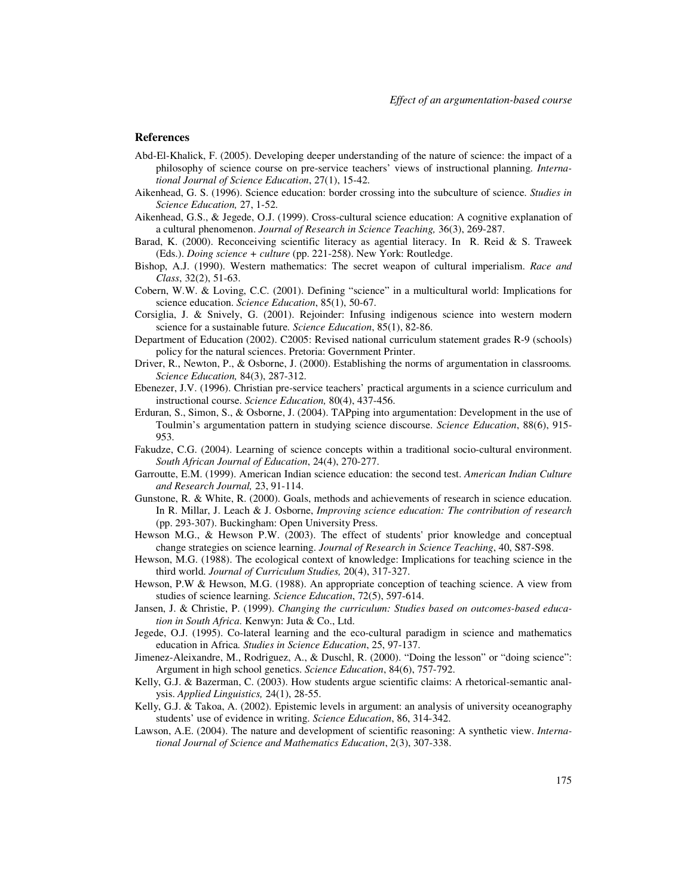## References

Abd-El-Khalick, F. (2005). Developing deeper understanding of the nature of science: the impact of a philosophy of science course on pre-service teachers' views of instructional planning. *International Journal of Science Education*, 27(1), 15-42.

Aikenhead, G. S. (1996). Science education: border crossing into the subculture of science. *Studies in Science Education,* 27, 1-52.

Aikenhead, G.S., & Jegede, O.J. (1999). Cross-cultural science education: A cognitive explanation of a cultural phenomenon. *Journal of Research in Science Teaching,* 36(3), 269-287.

Barad, K. (2000). Reconceiving scientific literacy as agential literacy. In R. Reid & S. Traweek (Eds.). *Doing science + culture* (pp. 221-258). New York: Routledge.

Bishop, A.J. (1990). Western mathematics: The secret weapon of cultural imperialism. *Race and Class*, 32(2), 51-63.

Cobern, W.W. & Loving, C.C. (2001). Defining "science" in a multicultural world: Implications for science education. *Science Education*, 85(1), 50-67.

Corsiglia, J. & Snively, G. (2001). Rejoinder: Infusing indigenous science into western modern science for a sustainable future. *Science Education*, 85(1), 82-86.

Department of Education (2002). C2005: Revised national curriculum statement grades R-9 (schools) policy for the natural sciences. Pretoria: Government Printer.

Driver, R., Newton, P., & Osborne, J. (2000). Establishing the norms of argumentation in classrooms. *Science Education,* 84(3), 287-312.

Ebenezer, J.V. (1996). Christian pre-service teachers' practical arguments in a science curriculum and instructional course. *Science Education,* 80(4), 437-456.

Erduran, S., Simon, S., & Osborne, J. (2004). TAPping into argumentation: Development in the use of Toulmin's argumentation pattern in studying science discourse. *Science Education*, 88(6), 915-953.

Fakudze, C.G. (2004). Learning of science concepts within a traditional socio-cultural environment. *South African Journal of Education*, 24(4), 270-277.

Garroutte, E.M. (1999). American Indian science education: the second test. *American Indian Culture and Research Journal,* 23, 91-114.

Gunstone, R. & White, R. (2000). Goals, methods and achievements of research in science education. In R. Millar, J. Leach & J. Osborne, *Improving science education: The contribution of research* (pp. 293-307). Buckingham: Open University Press.

Hewson M.G., & Hewson P.W. (2003). The effect of students' prior knowledge and conceptual change strategies on science learning. *Journal of Research in Science Teaching*, 40, S87-S98.

Hewson, M.G. (1988). The ecological context of knowledge: Implications for teaching science in the third world. *Journal of Curriculum Studies,* 20(4), 317-327.

Hewson, P.W & Hewson, M.G. (1988). An appropriate conception of teaching science. A view from studies of science learning. *Science Education*, 72(5), 597-614.

Jansen, J. & Christie, P. (1999). *Changing the curriculum: Studies based on outcomes-based education in South Africa*. Kenwyn: Juta & Co., Ltd.

Jegede, O.J. (1995). Co-lateral learning and the eco-cultural paradigm in science and mathematics education in Africa. *Studies in Science Education*, 25, 97-137.

Jimenez-Aleixandre, M., Rodriguez, A., & Duschl, R. (2000). "Doing the lesson" or "doing science": Argument in high school genetics. *Science Education*, 84(6), 757-792.

Kelly, G.J. & Bazerman, C. (2003). How students argue scientific claims: A rhetorical-semantic analysis. *Applied Linguistics,* 24(1), 28-55.

Kelly, G.J. & Takoa, A. (2002). Epistemic levels in argument: an analysis of university oceanography students' use of evidence in writing. *Science Education*, 86, 314-342.

Lawson, A.E. (2004). The nature and development of scientific reasoning: A synthetic view. *International Journal of Science and Mathematics Education*, 2(3), 307-338.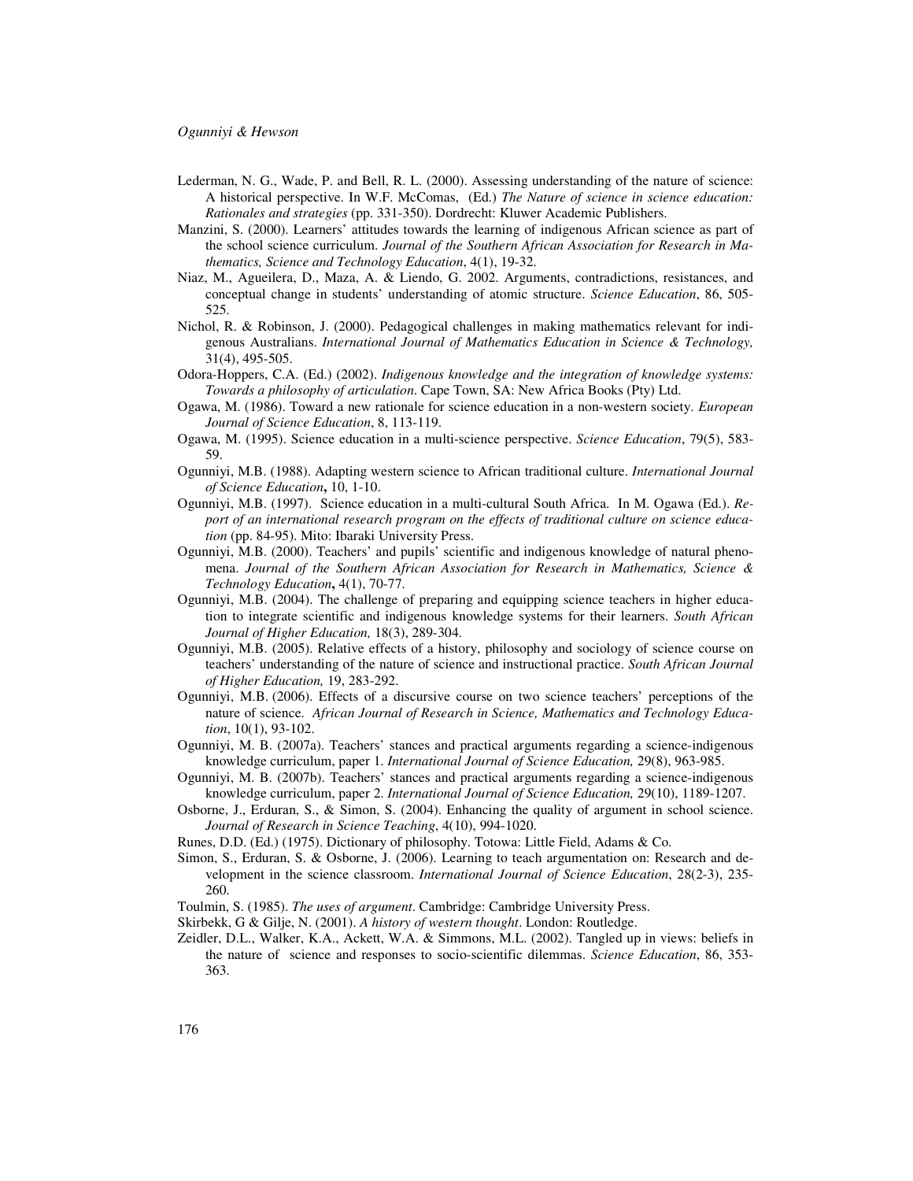Lederman, N. G., Wade, P. and Bell, R. L. (2000). Assessing understanding of the nature of science: A historical perspective. In W.F. McComas, (Ed.) *The Nature of science in science education: Rationales and strategies* (pp. 331-350). Dordrecht: Kluwer Academic Publishers.

Manzini, S. (2000). Learners' attitudes towards the learning of indigenous African science as part of the school science curriculum. *Journal of the Southern African Association for Research in Mathematics, Science and Technology Education*, 4(1), 19-32.

Niaz, M., Agueilera, D., Maza, A. & Liendo, G. 2002. Arguments, contradictions, resistances, and conceptual change in students' understanding of atomic structure. *Science Education*, 86, 505-525.

Nichol, R. & Robinson, J. (2000). Pedagogical challenges in making mathematics relevant for indigenous Australians. *International Journal of Mathematics Education in Science & Technology,* 31(4), 495-505.

Odora-Hoppers, C.A. (Ed.) (2002). *Indigenous knowledge and the integration of knowledge systems: Towards a philosophy of articulation*. Cape Town, SA: New Africa Books (Pty) Ltd.

Ogawa, M. (1986). Toward a new rationale for science education in a non-western society. *European Journal of Science Education*, 8, 113-119.

Ogawa, M. (1995). Science education in a multi-science perspective. *Science Education*, 79(5), 583-59.

Ogunniyi, M.B. (1988). Adapting western science to African traditional culture. *International Journal of Science Education***,** 10, 1-10.

Ogunniyi, M.B. (1997). Science education in a multi-cultural South Africa. In M. Ogawa (Ed.). *Report of an international research program on the effects of traditional culture on science education* (pp. 84-95). Mito: Ibaraki University Press.

Ogunniyi, M.B. (2000). Teachers' and pupils' scientific and indigenous knowledge of natural phenomena. *Journal of the Southern African Association for Research in Mathematics, Science & Technology Education***,** 4(1), 70-77.

Ogunniyi, M.B. (2004). The challenge of preparing and equipping science teachers in higher education to integrate scientific and indigenous knowledge systems for their learners. *South African Journal of Higher Education,* 18(3), 289-304.

Ogunniyi, M.B. (2005). Relative effects of a history, philosophy and sociology of science course on teachers' understanding of the nature of science and instructional practice. *South African Journal of Higher Education,* 19, 283-292.

Ogunniyi, M.B. (2006). Effects of a discursive course on two science teachers' perceptions of the nature of science. *African Journal of Research in Science, Mathematics and Technology Education*, 10(1), 93-102.

Ogunniyi, M. B. (2007a). Teachers' stances and practical arguments regarding a science-indigenous knowledge curriculum, paper 1. *International Journal of Science Education,* 29(8), 963-985.

Ogunniyi, M. B. (2007b). Teachers' stances and practical arguments regarding a science-indigenous knowledge curriculum, paper 2. *International Journal of Science Education,* 29(10), 1189-1207.

Osborne, J., Erduran, S., & Simon, S. (2004). Enhancing the quality of argument in school science. *Journal of Research in Science Teaching*, 4(10), 994-1020.

Runes, D.D. (Ed.) (1975). Dictionary of philosophy. Totowa: Little Field, Adams & Co.

Simon, S., Erduran, S. & Osborne, J. (2006). Learning to teach argumentation on: Research and development in the science classroom. *International Journal of Science Education*, 28(2-3), 235-260.

Toulmin, S. (1985). *The uses of argument*. Cambridge: Cambridge University Press.

Skirbekk, G & Gilje, N. (2001). *A history of western thought*. London: Routledge.

Zeidler, D.L., Walker, K.A., Ackett, W.A. & Simmons, M.L. (2002). Tangled up in views: beliefs in the nature of science and responses to socio-scientific dilemmas. *Science Education*, 86, 353-363.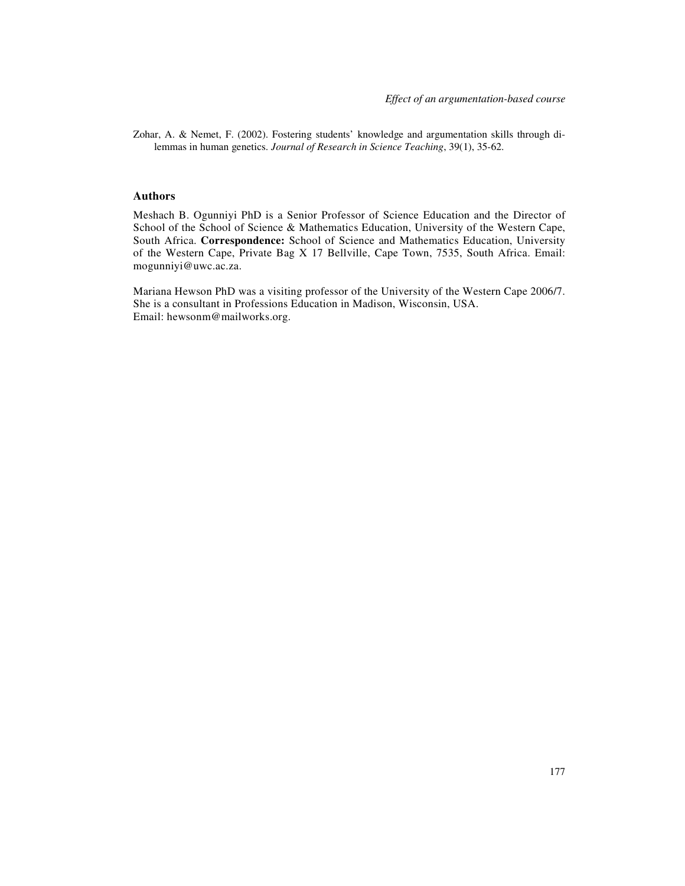Zohar, A. & Nemet, F. (2002). Fostering students' knowledge and argumentation skills through dilemmas in human genetics. *Journal of Research in Science Teaching*, 39(1), 35-62.

## Authors

Meshach B. Ogunniyi PhD is a Senior Professor of Science Education and the Director of School of the School of Science & Mathematics Education, University of the Western Cape, South Africa. **Correspondence:** School of Science and Mathematics Education, University of the Western Cape, Private Bag X 17 Bellville, Cape Town, 7535, South Africa. Email: mogunniyi@uwc.ac.za.

Mariana Hewson PhD was a visiting professor of the University of the Western Cape 2006/7. She is a consultant in Professions Education in Madison, Wisconsin, USA.
Email: hewsonm@mailworks.org.